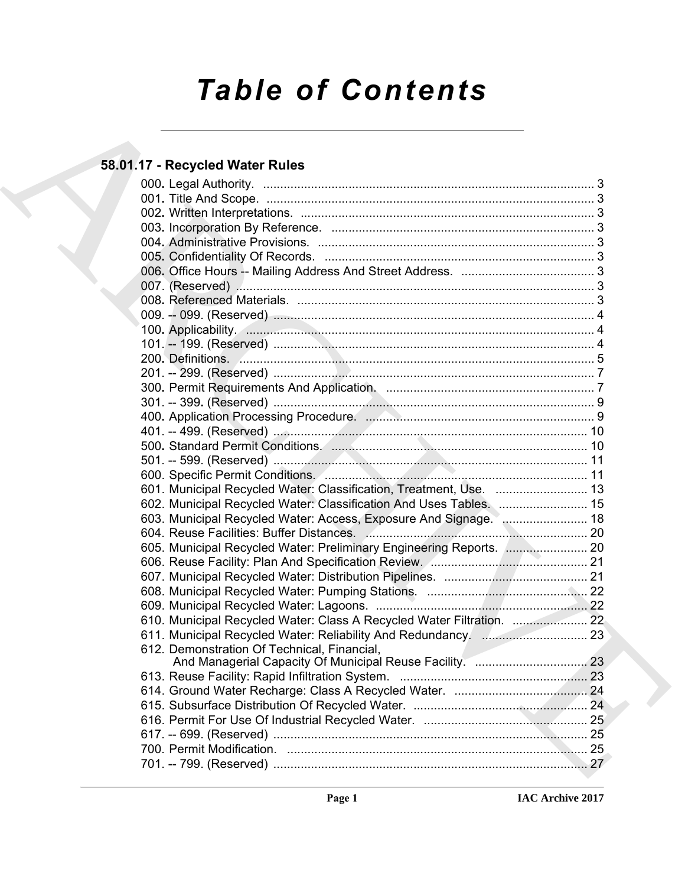# Table of Contents

## 58.01.17 - Recycled Water Rules

000. Legal Authority. ........ 3
001. Title And Scope. ........ 3
002. Written Interpretations. ........ 3
003. Incorporation By Reference. ........ 3
004. Administrative Provisions. ........ 3
005. Confidentiality Of Records. ........ 3
006. Office Hours -- Mailing Address And Street Address. ........ 3
007. (Reserved) ........ 3
008. Referenced Materials. ........ 3
009. -- 099. (Reserved) ........ 4
100. Applicability. ........ 4
101. -- 199. (Reserved) ........ 4
200. Definitions. ........ 5
201. -- 299. (Reserved) ........ 7
300. Permit Requirements And Application. ........ 7
301. -- 399. (Reserved) ........ 9
400. Application Processing Procedure. ........ 9
401. -- 499. (Reserved) ........ 10
500. Standard Permit Conditions. ........ 10
501. -- 599. (Reserved) ........ 11
600. Specific Permit Conditions. ........ 11
601. Municipal Recycled Water: Classification, Treatment, Use. ........ 13
602. Municipal Recycled Water: Classification And Uses Tables. ........ 15
603. Municipal Recycled Water: Access, Exposure And Signage. ........ 18
604. Reuse Facilities: Buffer Distances. ........ 20
605. Municipal Recycled Water: Preliminary Engineering Reports. ........ 20
606. Reuse Facility: Plan And Specification Review. ........ 21
607. Municipal Recycled Water: Distribution Pipelines. ........ 21
608. Municipal Recycled Water: Pumping Stations. ........ 22
609. Municipal Recycled Water: Lagoons. ........ 22
610. Municipal Recycled Water: Class A Recycled Water Filtration. ........ 22
611. Municipal Recycled Water: Reliability And Redundancy. ........ 23
612. Demonstration Of Technical, Financial, And Managerial Capacity Of Municipal Reuse Facility. ........ 23
613. Reuse Facility: Rapid Infiltration System. ........ 23
614. Ground Water Recharge: Class A Recycled Water. ........ 24
615. Subsurface Distribution Of Recycled Water. ........ 24
616. Permit For Use Of Industrial Recycled Water. ........ 25
617. -- 699. (Reserved) ........ 25
700. Permit Modification. ........ 25
701. -- 799. (Reserved) ........ 27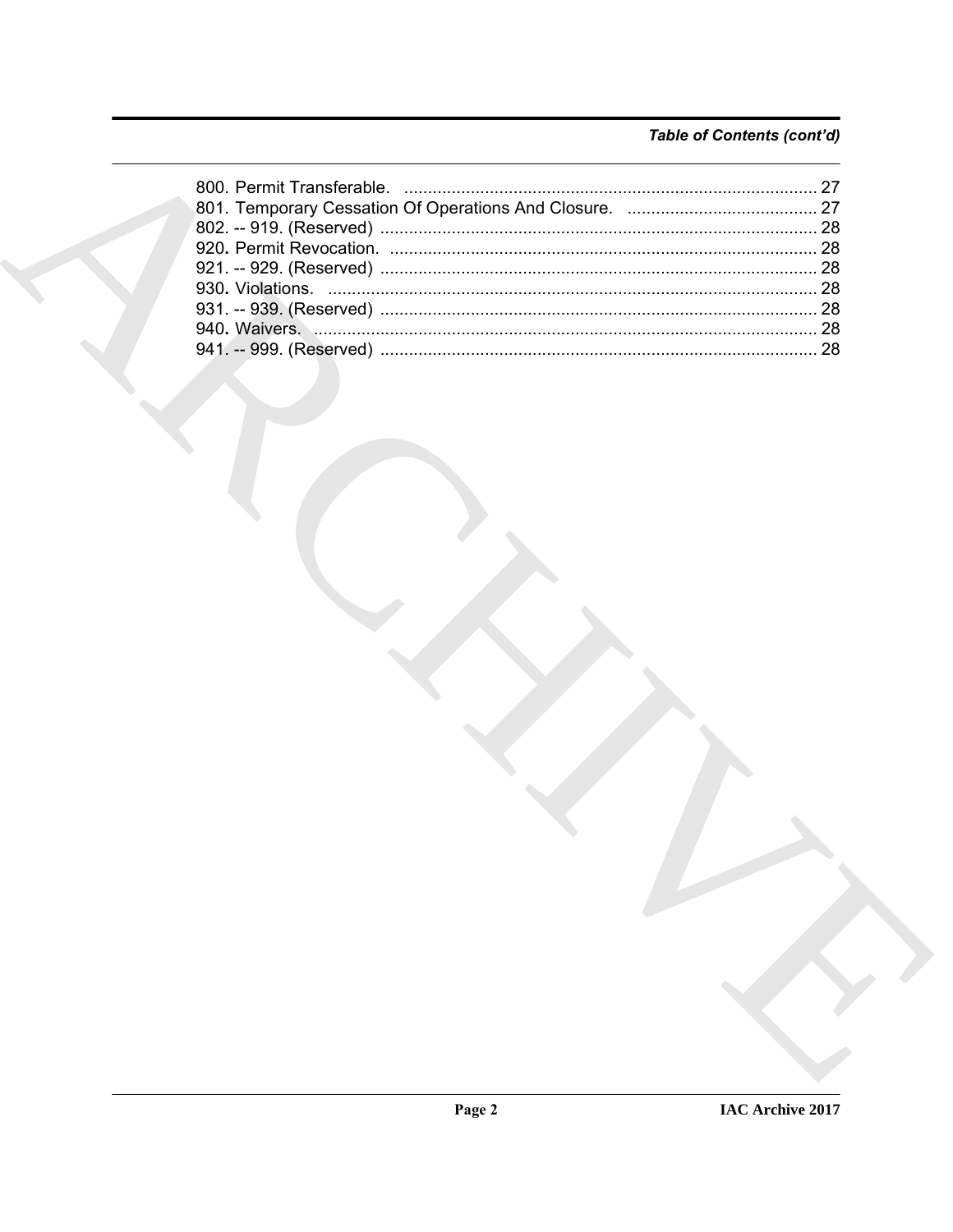*Table of Contents (cont'd)*

800. Permit Transferable. .................................................................................... 27
801. Temporary Cessation Of Operations And Closure. ........................................ 27
802. -- 919. (Reserved) ........................................................................................ 28
920. Permit Revocation. ....................................................................................... 28
921. -- 929. (Reserved) ........................................................................................ 28
930. Violations. .................................................................................................... 28
931. -- 939. (Reserved) ........................................................................................ 28
940. Waivers. ....................................................................................................... 28
941. -- 999. (Reserved) ........................................................................................ 28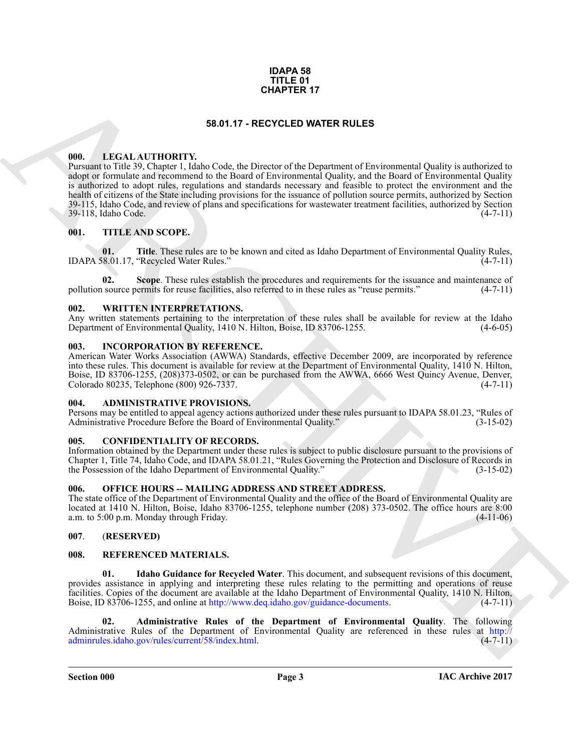**IDAPA 58**
**TITLE 01**
**CHAPTER 17**

# 58.01.17 - RECYCLED WATER RULES

### 000. LEGAL AUTHORITY.

Pursuant to Title 39, Chapter 1, Idaho Code, the Director of the Department of Environmental Quality is authorized to adopt or formulate and recommend to the Board of Environmental Quality, and the Board of Environmental Quality is authorized to adopt rules, regulations and standards necessary and feasible to protect the environment and the health of citizens of the State including provisions for the issuance of pollution source permits, authorized by Section 39-115, Idaho Code, and review of plans and specifications for wastewater treatment facilities, authorized by Section 39-118, Idaho Code. (4-7-11)

### 001. TITLE AND SCOPE.

**01. Title**. These rules are to be known and cited as Idaho Department of Environmental Quality Rules, IDAPA 58.01.17, "Recycled Water Rules." (4-7-11)

**02. Scope**. These rules establish the procedures and requirements for the issuance and maintenance of pollution source permits for reuse facilities, also referred to in these rules as "reuse permits." (4-7-11)

### 002. WRITTEN INTERPRETATIONS.

Any written statements pertaining to the interpretation of these rules shall be available for review at the Idaho Department of Environmental Quality, 1410 N. Hilton, Boise, ID 83706-1255. (4-6-05)

### 003. INCORPORATION BY REFERENCE.

American Water Works Association (AWWA) Standards, effective December 2009, are incorporated by reference into these rules. This document is available for review at the Department of Environmental Quality, 1410 N. Hilton, Boise, ID 83706-1255, (208)373-0502, or can be purchased from the AWWA, 6666 West Quincy Avenue, Denver, Colorado 80235, Telephone (800) 926-7337. (4-7-11)

### 004. ADMINISTRATIVE PROVISIONS.

Persons may be entitled to appeal agency actions authorized under these rules pursuant to IDAPA 58.01.23, "Rules of Administrative Procedure Before the Board of Environmental Quality." (3-15-02)

### 005. CONFIDENTIALITY OF RECORDS.

Information obtained by the Department under these rules is subject to public disclosure pursuant to the provisions of Chapter 1, Title 74, Idaho Code, and IDAPA 58.01.21, "Rules Governing the Protection and Disclosure of Records in the Possession of the Idaho Department of Environmental Quality." (3-15-02)

### 006. OFFICE HOURS -- MAILING ADDRESS AND STREET ADDRESS.

The state office of the Department of Environmental Quality and the office of the Board of Environmental Quality are located at 1410 N. Hilton, Boise, Idaho 83706-1255, telephone number (208) 373-0502. The office hours are 8:00 a.m. to 5:00 p.m. Monday through Friday. (4-11-06)

### 007. (RESERVED)

### 008. REFERENCED MATERIALS.

**01. Idaho Guidance for Recycled Water**. This document, and subsequent revisions of this document, provides assistance in applying and interpreting these rules relating to the permitting and operations of reuse facilities. Copies of the document are available at the Idaho Department of Environmental Quality, 1410 N. Hilton, Boise, ID 83706-1255, and online at http://www.deq.idaho.gov/guidance-documents. (4-7-11)

**02. Administrative Rules of the Department of Environmental Quality**. The following Administrative Rules of the Department of Environmental Quality are referenced in these rules at http://adminrules.idaho.gov/rules/current/58/index.html. (4-7-11)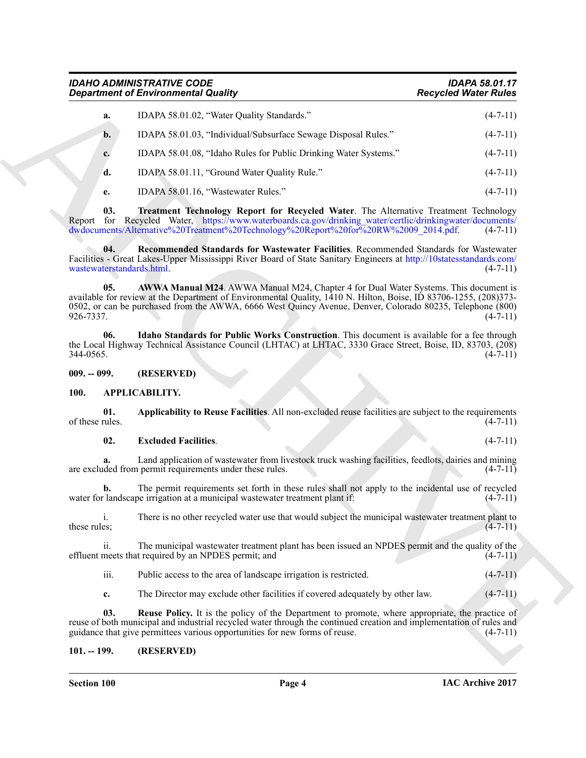**a.** IDAPA 58.01.02, "Water Quality Standards." (4-7-11)

**b.** IDAPA 58.01.03, "Individual/Subsurface Sewage Disposal Rules." (4-7-11)

**c.** IDAPA 58.01.08, "Idaho Rules for Public Drinking Water Systems." (4-7-11)

**d.** IDAPA 58.01.11, "Ground Water Quality Rule." (4-7-11)

**e.** IDAPA 58.01.16, "Wastewater Rules." (4-7-11)

**03. Treatment Technology Report for Recycled Water**. The Alternative Treatment Technology Report for Recycled Water, https://www.waterboards.ca.gov/drinking_water/certlic/drinkingwater/documents/dwdocuments/Alternative%20Treatment%20Technology%20Report%20for%20RW%2009_2014.pdf. (4-7-11)

**04. Recommended Standards for Wastewater Facilities**. Recommended Standards for Wastewater Facilities - Great Lakes-Upper Mississippi River Board of State Sanitary Engineers at http://10statesstandards.com/wastewaterstandards.html. (4-7-11)

**05. AWWA Manual M24**. AWWA Manual M24, Chapter 4 for Dual Water Systems. This document is available for review at the Department of Environmental Quality, 1410 N. Hilton, Boise, ID 83706-1255, (208)373-0502, or can be purchased from the AWWA, 6666 West Quincy Avenue, Denver, Colorado 80235, Telephone (800) 926-7337. (4-7-11)

**06. Idaho Standards for Public Works Construction**. This document is available for a fee through the Local Highway Technical Assistance Council (LHTAC) at LHTAC, 3330 Grace Street, Boise, ID, 83703, (208) 344-0565. (4-7-11)

**009. -- 099. (RESERVED)**

**100. APPLICABILITY.**

**01. Applicability to Reuse Facilities**. All non-excluded reuse facilities are subject to the requirements of these rules. (4-7-11)

**02. Excluded Facilities**. (4-7-11)

**a.** Land application of wastewater from livestock truck washing facilities, feedlots, dairies and mining are excluded from permit requirements under these rules. (4-7-11)

**b.** The permit requirements set forth in these rules shall not apply to the incidental use of recycled water for landscape irrigation at a municipal wastewater treatment plant if: (4-7-11)

i. There is no other recycled water use that would subject the municipal wastewater treatment plant to these rules; (4-7-11)

ii. The municipal wastewater treatment plant has been issued an NPDES permit and the quality of the effluent meets that required by an NPDES permit; and (4-7-11)

iii. Public access to the area of landscape irrigation is restricted. (4-7-11)

**c.** The Director may exclude other facilities if covered adequately by other law. (4-7-11)

**03. Reuse Policy.** It is the policy of the Department to promote, where appropriate, the practice of reuse of both municipal and industrial recycled water through the continued creation and implementation of rules and guidance that give permittees various opportunities for new forms of reuse. (4-7-11)

**101. -- 199. (RESERVED)**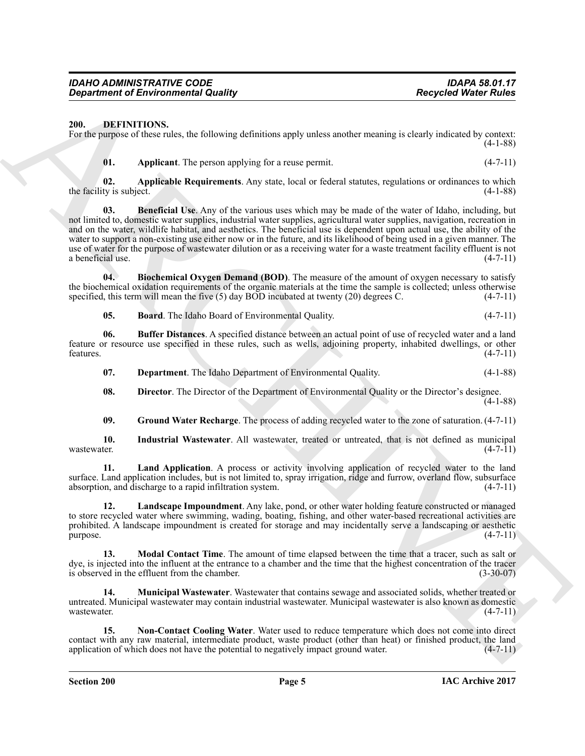## 200. DEFINITIONS.

For the purpose of these rules, the following definitions apply unless another meaning is clearly indicated by context: (4-1-88)

**01. Applicant**. The person applying for a reuse permit. (4-7-11)

**02. Applicable Requirements**. Any state, local or federal statutes, regulations or ordinances to which the facility is subject. (4-1-88)

**03. Beneficial Use**. Any of the various uses which may be made of the water of Idaho, including, but not limited to, domestic water supplies, industrial water supplies, agricultural water supplies, navigation, recreation in and on the water, wildlife habitat, and aesthetics. The beneficial use is dependent upon actual use, the ability of the water to support a non-existing use either now or in the future, and its likelihood of being used in a given manner. The use of water for the purpose of wastewater dilution or as a receiving water for a waste treatment facility effluent is not a beneficial use. (4-7-11)

**04. Biochemical Oxygen Demand (BOD)**. The measure of the amount of oxygen necessary to satisfy the biochemical oxidation requirements of the organic materials at the time the sample is collected; unless otherwise specified, this term will mean the five (5) day BOD incubated at twenty (20) degrees C. (4-7-11)

**05. Board**. The Idaho Board of Environmental Quality. (4-7-11)

**06. Buffer Distances**. A specified distance between an actual point of use of recycled water and a land feature or resource use specified in these rules, such as wells, adjoining property, inhabited dwellings, or other features. (4-7-11)

**07. Department**. The Idaho Department of Environmental Quality. (4-1-88)

**08. Director**. The Director of the Department of Environmental Quality or the Director's designee. (4-1-88)

**09. Ground Water Recharge**. The process of adding recycled water to the zone of saturation. (4-7-11)

**10. Industrial Wastewater**. All wastewater, treated or untreated, that is not defined as municipal wastewater. (4-7-11)

**11. Land Application**. A process or activity involving application of recycled water to the land surface. Land application includes, but is not limited to, spray irrigation, ridge and furrow, overland flow, subsurface absorption, and discharge to a rapid infiltration system. (4-7-11)

**12. Landscape Impoundment**. Any lake, pond, or other water holding feature constructed or managed to store recycled water where swimming, wading, boating, fishing, and other water-based recreational activities are prohibited. A landscape impoundment is created for storage and may incidentally serve a landscaping or aesthetic purpose. (4-7-11)

**13. Modal Contact Time**. The amount of time elapsed between the time that a tracer, such as salt or dye, is injected into the influent at the entrance to a chamber and the time that the highest concentration of the tracer is observed in the effluent from the chamber. (3-30-07)

**14. Municipal Wastewater**. Wastewater that contains sewage and associated solids, whether treated or untreated. Municipal wastewater may contain industrial wastewater. Municipal wastewater is also known as domestic wastewater. (4-7-11)

**15. Non-Contact Cooling Water**. Water used to reduce temperature which does not come into direct contact with any raw material, intermediate product, waste product (other than heat) or finished product, the land application of which does not have the potential to negatively impact ground water. (4-7-11)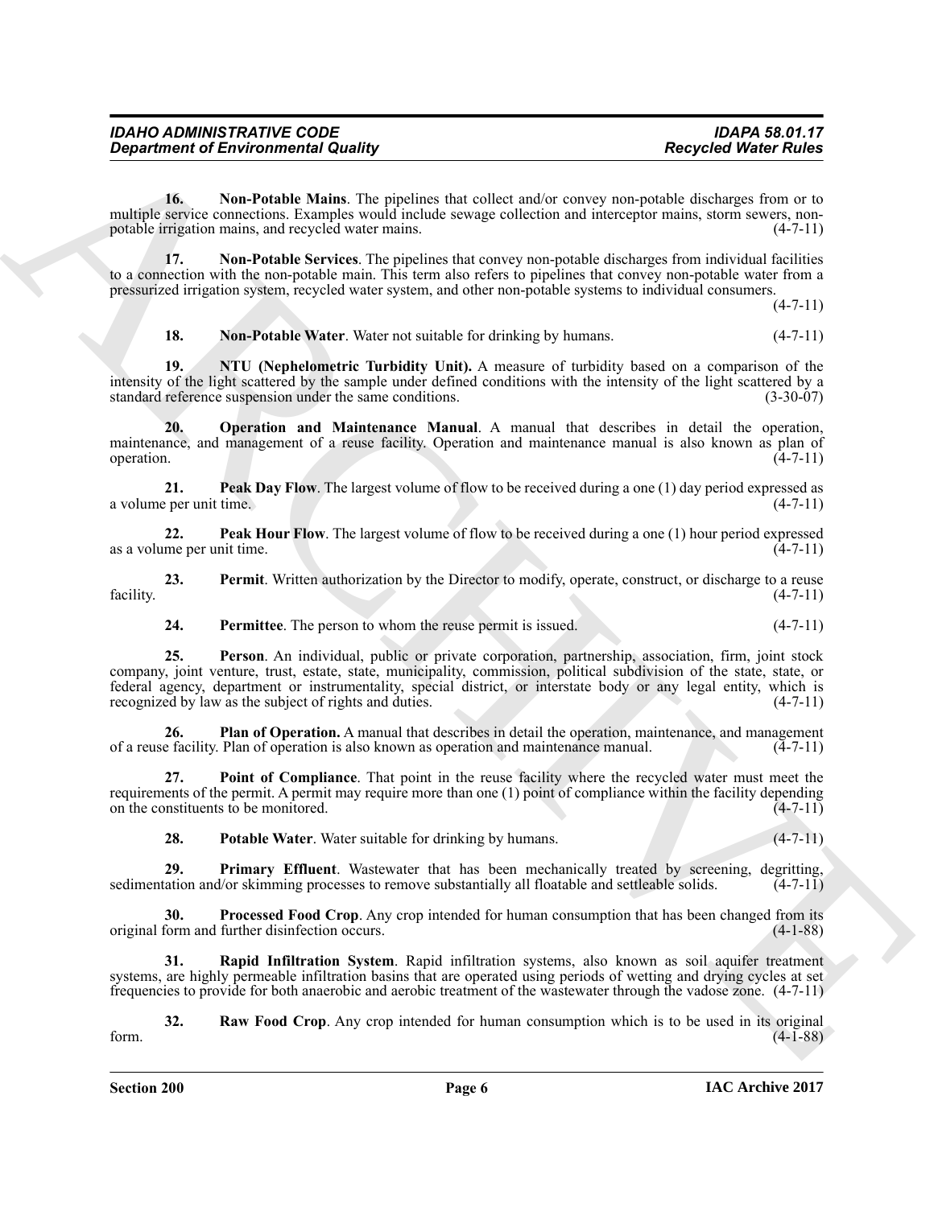**16. Non-Potable Mains**. The pipelines that collect and/or convey non-potable discharges from or to multiple service connections. Examples would include sewage collection and interceptor mains, storm sewers, non-potable irrigation mains, and recycled water mains. (4-7-11)

**17. Non-Potable Services**. The pipelines that convey non-potable discharges from individual facilities to a connection with the non-potable main. This term also refers to pipelines that convey non-potable water from a pressurized irrigation system, recycled water system, and other non-potable systems to individual consumers. (4-7-11)

**18. Non-Potable Water**. Water not suitable for drinking by humans. (4-7-11)

**19. NTU (Nephelometric Turbidity Unit).** A measure of turbidity based on a comparison of the intensity of the light scattered by the sample under defined conditions with the intensity of the light scattered by a standard reference suspension under the same conditions. (3-30-07)

**20. Operation and Maintenance Manual**. A manual that describes in detail the operation, maintenance, and management of a reuse facility. Operation and maintenance manual is also known as plan of operation. (4-7-11)

**21. Peak Day Flow**. The largest volume of flow to be received during a one (1) day period expressed as a volume per unit time. (4-7-11)

**22. Peak Hour Flow**. The largest volume of flow to be received during a one (1) hour period expressed as a volume per unit time. (4-7-11)

**23. Permit**. Written authorization by the Director to modify, operate, construct, or discharge to a reuse facility. (4-7-11)

**24. Permittee**. The person to whom the reuse permit is issued. (4-7-11)

**25. Person**. An individual, public or private corporation, partnership, association, firm, joint stock company, joint venture, trust, estate, state, municipality, commission, political subdivision of the state, state, or federal agency, department or instrumentality, special district, or interstate body or any legal entity, which is recognized by law as the subject of rights and duties. (4-7-11)

**26. Plan of Operation.** A manual that describes in detail the operation, maintenance, and management of a reuse facility. Plan of operation is also known as operation and maintenance manual. (4-7-11)

**27. Point of Compliance**. That point in the reuse facility where the recycled water must meet the requirements of the permit. A permit may require more than one (1) point of compliance within the facility depending on the constituents to be monitored. (4-7-11)

**28. Potable Water**. Water suitable for drinking by humans. (4-7-11)

**29. Primary Effluent**. Wastewater that has been mechanically treated by screening, degritting, sedimentation and/or skimming processes to remove substantially all floatable and settleable solids. (4-7-11)

**30. Processed Food Crop**. Any crop intended for human consumption that has been changed from its original form and further disinfection occurs. (4-1-88)

**31. Rapid Infiltration System**. Rapid infiltration systems, also known as soil aquifer treatment systems, are highly permeable infiltration basins that are operated using periods of wetting and drying cycles at set frequencies to provide for both anaerobic and aerobic treatment of the wastewater through the vadose zone. (4-7-11)

**32. Raw Food Crop**. Any crop intended for human consumption which is to be used in its original form. (4-1-88)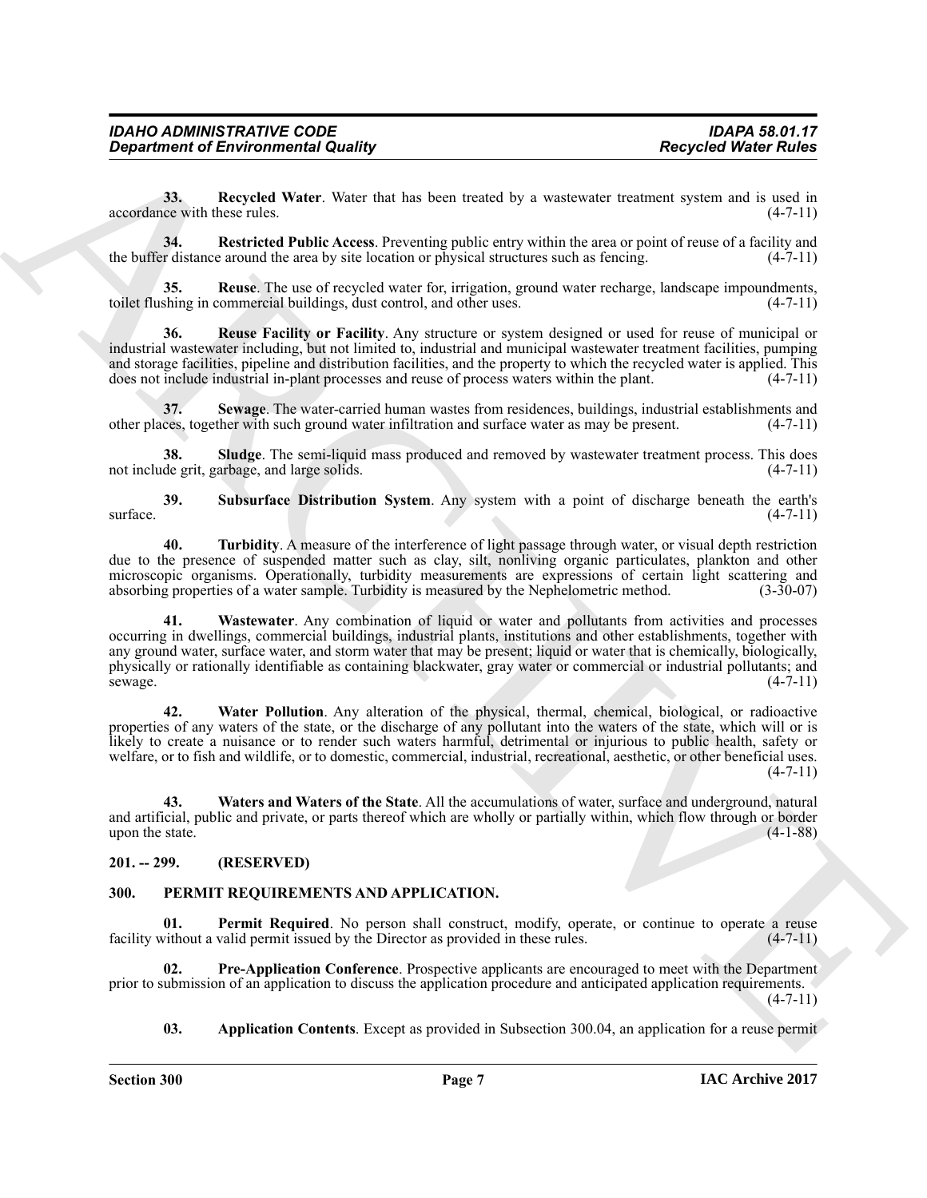**33. Recycled Water**. Water that has been treated by a wastewater treatment system and is used in accordance with these rules. (4-7-11)

**34. Restricted Public Access**. Preventing public entry within the area or point of reuse of a facility and the buffer distance around the area by site location or physical structures such as fencing. (4-7-11)

**35. Reuse**. The use of recycled water for, irrigation, ground water recharge, landscape impoundments, toilet flushing in commercial buildings, dust control, and other uses. (4-7-11)

**36. Reuse Facility or Facility**. Any structure or system designed or used for reuse of municipal or industrial wastewater including, but not limited to, industrial and municipal wastewater treatment facilities, pumping and storage facilities, pipeline and distribution facilities, and the property to which the recycled water is applied. This does not include industrial in-plant processes and reuse of process waters within the plant. (4-7-11)

**37. Sewage**. The water-carried human wastes from residences, buildings, industrial establishments and other places, together with such ground water infiltration and surface water as may be present. (4-7-11)

**38. Sludge**. The semi-liquid mass produced and removed by wastewater treatment process. This does not include grit, garbage, and large solids. (4-7-11)

**39. Subsurface Distribution System**. Any system with a point of discharge beneath the earth's surface. (4-7-11)

**40. Turbidity**. A measure of the interference of light passage through water, or visual depth restriction due to the presence of suspended matter such as clay, silt, nonliving organic particulates, plankton and other microscopic organisms. Operationally, turbidity measurements are expressions of certain light scattering and absorbing properties of a water sample. Turbidity is measured by the Nephelometric method. (3-30-07)

**41. Wastewater**. Any combination of liquid or water and pollutants from activities and processes occurring in dwellings, commercial buildings, industrial plants, institutions and other establishments, together with any ground water, surface water, and storm water that may be present; liquid or water that is chemically, biologically, physically or rationally identifiable as containing blackwater, gray water or commercial or industrial pollutants; and sewage. (4-7-11)

**42. Water Pollution**. Any alteration of the physical, thermal, chemical, biological, or radioactive properties of any waters of the state, or the discharge of any pollutant into the waters of the state, which will or is likely to create a nuisance or to render such waters harmful, detrimental or injurious to public health, safety or welfare, or to fish and wildlife, or to domestic, commercial, industrial, recreational, aesthetic, or other beneficial uses. (4-7-11)

**43. Waters and Waters of the State**. All the accumulations of water, surface and underground, natural and artificial, public and private, or parts thereof which are wholly or partially within, which flow through or border upon the state. (4-1-88)

## 201. -- 299. (RESERVED)

## 300. PERMIT REQUIREMENTS AND APPLICATION.

**01. Permit Required**. No person shall construct, modify, operate, or continue to operate a reuse facility without a valid permit issued by the Director as provided in these rules. (4-7-11)

**02. Pre-Application Conference**. Prospective applicants are encouraged to meet with the Department prior to submission of an application to discuss the application procedure and anticipated application requirements. (4-7-11)

**03. Application Contents**. Except as provided in Subsection 300.04, an application for a reuse permit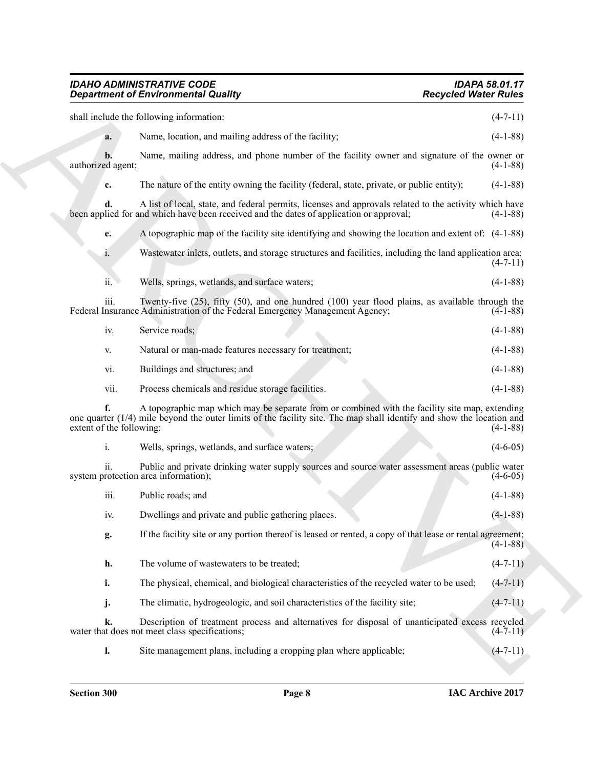shall include the following information: (4-7-11)

**a.** Name, location, and mailing address of the facility; (4-1-88)

**b.** Name, mailing address, and phone number of the facility owner and signature of the owner or authorized agent; (4-1-88)

**c.** The nature of the entity owning the facility (federal, state, private, or public entity); (4-1-88)

**d.** A list of local, state, and federal permits, licenses and approvals related to the activity which have been applied for and which have been received and the dates of application or approval; (4-1-88)

**e.** A topographic map of the facility site identifying and showing the location and extent of: (4-1-88)

i. Wastewater inlets, outlets, and storage structures and facilities, including the land application area; (4-7-11)

ii. Wells, springs, wetlands, and surface waters; (4-1-88)

iii. Twenty-five (25), fifty (50), and one hundred (100) year flood plains, as available through the Federal Insurance Administration of the Federal Emergency Management Agency; (4-1-88)

iv. Service roads; (4-1-88)

v. Natural or man-made features necessary for treatment; (4-1-88)

vi. Buildings and structures; and (4-1-88)

vii. Process chemicals and residue storage facilities. (4-1-88)

**f.** A topographic map which may be separate from or combined with the facility site map, extending one quarter (1/4) mile beyond the outer limits of the facility site. The map shall identify and show the location and extent of the following: (4-1-88)

i. Wells, springs, wetlands, and surface waters; (4-6-05)

ii. Public and private drinking water supply sources and source water assessment areas (public water system protection area information); (4-6-05)

iii. Public roads; and (4-1-88)

iv. Dwellings and private and public gathering places. (4-1-88)

**g.** If the facility site or any portion thereof is leased or rented, a copy of that lease or rental agreement; (4-1-88)

**h.** The volume of wastewaters to be treated; (4-7-11)

**i.** The physical, chemical, and biological characteristics of the recycled water to be used; (4-7-11)

**j.** The climatic, hydrogeologic, and soil characteristics of the facility site; (4-7-11)

**k.** Description of treatment process and alternatives for disposal of unanticipated excess recycled water that does not meet class specifications; (4-7-11)

**l.** Site management plans, including a cropping plan where applicable; (4-7-11)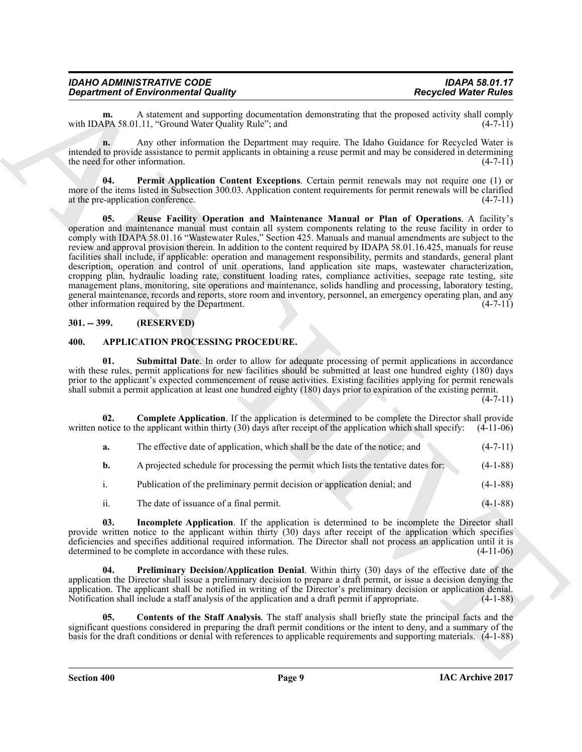**m.** A statement and supporting documentation demonstrating that the proposed activity shall comply with IDAPA 58.01.11, "Ground Water Quality Rule"; and (4-7-11)

**n.** Any other information the Department may require. The Idaho Guidance for Recycled Water is intended to provide assistance to permit applicants in obtaining a reuse permit and may be considered in determining the need for other information. (4-7-11)

**04. Permit Application Content Exceptions**. Certain permit renewals may not require one (1) or more of the items listed in Subsection 300.03. Application content requirements for permit renewals will be clarified at the pre-application conference. (4-7-11)

**05. Reuse Facility Operation and Maintenance Manual or Plan of Operations**. A facility's operation and maintenance manual must contain all system components relating to the reuse facility in order to comply with IDAPA 58.01.16 "Wastewater Rules," Section 425. Manuals and manual amendments are subject to the review and approval provision therein. In addition to the content required by IDAPA 58.01.16.425, manuals for reuse facilities shall include, if applicable: operation and management responsibility, permits and standards, general plant description, operation and control of unit operations, land application site maps, wastewater characterization, cropping plan, hydraulic loading rate, constituent loading rates, compliance activities, seepage rate testing, site management plans, monitoring, site operations and maintenance, solids handling and processing, laboratory testing, general maintenance, records and reports, store room and inventory, personnel, an emergency operating plan, and any other information required by the Department. (4-7-11)

## 301. -- 399. (RESERVED)

## 400. APPLICATION PROCESSING PROCEDURE.

**01. Submittal Date**. In order to allow for adequate processing of permit applications in accordance with these rules, permit applications for new facilities should be submitted at least one hundred eighty (180) days prior to the applicant's expected commencement of reuse activities. Existing facilities applying for permit renewals shall submit a permit application at least one hundred eighty (180) days prior to expiration of the existing permit. (4-7-11)

**02. Complete Application**. If the application is determined to be complete the Director shall provide written notice to the applicant within thirty (30) days after receipt of the application which shall specify: (4-11-06)

**a.** The effective date of application, which shall be the date of the notice; and (4-7-11)

**b.** A projected schedule for processing the permit which lists the tentative dates for: (4-1-88)

i. Publication of the preliminary permit decision or application denial; and (4-1-88)

ii. The date of issuance of a final permit. (4-1-88)

**03. Incomplete Application**. If the application is determined to be incomplete the Director shall provide written notice to the applicant within thirty (30) days after receipt of the application which specifies deficiencies and specifies additional required information. The Director shall not process an application until it is determined to be complete in accordance with these rules. (4-11-06)

**04. Preliminary Decision/Application Denial**. Within thirty (30) days of the effective date of the application the Director shall issue a preliminary decision to prepare a draft permit, or issue a decision denying the application. The applicant shall be notified in writing of the Director's preliminary decision or application denial. Notification shall include a staff analysis of the application and a draft permit if appropriate. (4-1-88)

**05. Contents of the Staff Analysis**. The staff analysis shall briefly state the principal facts and the significant questions considered in preparing the draft permit conditions or the intent to deny, and a summary of the basis for the draft conditions or denial with references to applicable requirements and supporting materials. (4-1-88)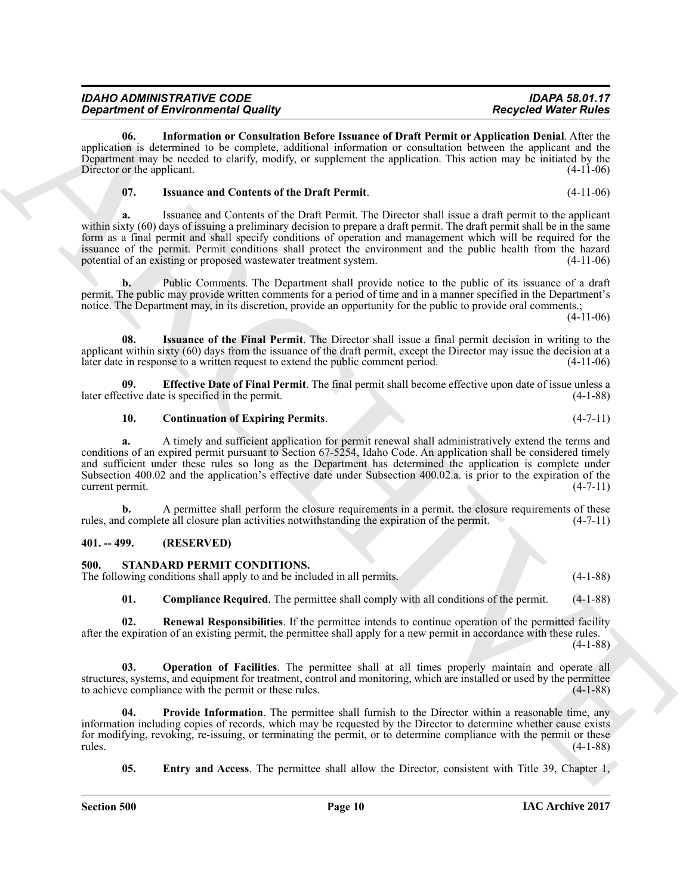**06. Information or Consultation Before Issuance of Draft Permit or Application Denial**. After the application is determined to be complete, additional information or consultation between the applicant and the Department may be needed to clarify, modify, or supplement the application. This action may be initiated by the Director or the applicant. (4-11-06)

**07. Issuance and Contents of the Draft Permit**. (4-11-06)

**a.** Issuance and Contents of the Draft Permit. The Director shall issue a draft permit to the applicant within sixty (60) days of issuing a preliminary decision to prepare a draft permit. The draft permit shall be in the same form as a final permit and shall specify conditions of operation and management which will be required for the issuance of the permit. Permit conditions shall protect the environment and the public health from the hazard potential of an existing or proposed wastewater treatment system. (4-11-06)

**b.** Public Comments. The Department shall provide notice to the public of its issuance of a draft permit. The public may provide written comments for a period of time and in a manner specified in the Department's notice. The Department may, in its discretion, provide an opportunity for the public to provide oral comments.; (4-11-06)

**08. Issuance of the Final Permit**. The Director shall issue a final permit decision in writing to the applicant within sixty (60) days from the issuance of the draft permit, except the Director may issue the decision at a later date in response to a written request to extend the public comment period. (4-11-06)

**09. Effective Date of Final Permit**. The final permit shall become effective upon date of issue unless a later effective date is specified in the permit. (4-1-88)

**10. Continuation of Expiring Permits**. (4-7-11)

**a.** A timely and sufficient application for permit renewal shall administratively extend the terms and conditions of an expired permit pursuant to Section 67-5254, Idaho Code. An application shall be considered timely and sufficient under these rules so long as the Department has determined the application is complete under Subsection 400.02 and the application's effective date under Subsection 400.02.a. is prior to the expiration of the current permit. (4-7-11)

**b.** A permittee shall perform the closure requirements in a permit, the closure requirements of these rules, and complete all closure plan activities notwithstanding the expiration of the permit. (4-7-11)

## 401. -- 499. (RESERVED)

## 500. STANDARD PERMIT CONDITIONS.

The following conditions shall apply to and be included in all permits. (4-1-88)

**01. Compliance Required**. The permittee shall comply with all conditions of the permit. (4-1-88)

**02. Renewal Responsibilities**. If the permittee intends to continue operation of the permitted facility after the expiration of an existing permit, the permittee shall apply for a new permit in accordance with these rules. (4-1-88)

**03. Operation of Facilities**. The permittee shall at all times properly maintain and operate all structures, systems, and equipment for treatment, control and monitoring, which are installed or used by the permittee to achieve compliance with the permit or these rules. (4-1-88)

**04. Provide Information**. The permittee shall furnish to the Director within a reasonable time, any information including copies of records, which may be requested by the Director to determine whether cause exists for modifying, revoking, re-issuing, or terminating the permit, or to determine compliance with the permit or these rules. (4-1-88)

**05. Entry and Access**. The permittee shall allow the Director, consistent with Title 39, Chapter 1,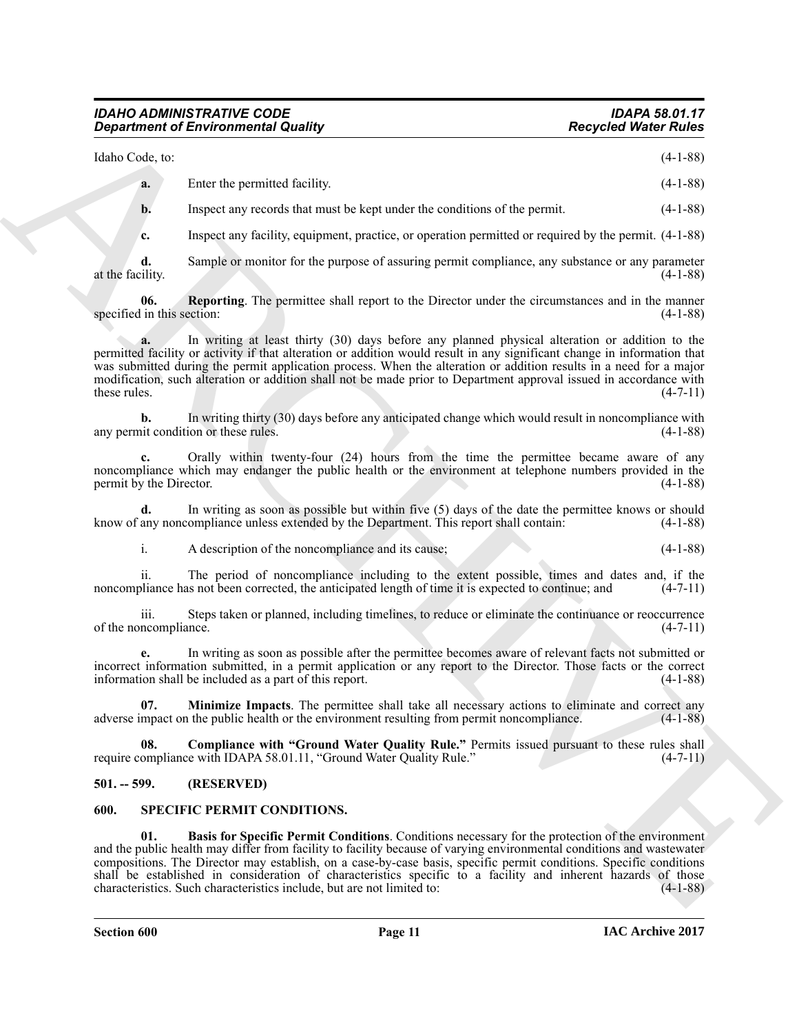Idaho Code, to: (4-1-88)

**a.** Enter the permitted facility. (4-1-88)

**b.** Inspect any records that must be kept under the conditions of the permit. (4-1-88)

**c.** Inspect any facility, equipment, practice, or operation permitted or required by the permit. (4-1-88)

**d.** Sample or monitor for the purpose of assuring permit compliance, any substance or any parameter at the facility. (4-1-88)

**06. Reporting**. The permittee shall report to the Director under the circumstances and in the manner specified in this section: (4-1-88)

**a.** In writing at least thirty (30) days before any planned physical alteration or addition to the permitted facility or activity if that alteration or addition would result in any significant change in information that was submitted during the permit application process. When the alteration or addition results in a need for a major modification, such alteration or addition shall not be made prior to Department approval issued in accordance with these rules. (4-7-11)

**b.** In writing thirty (30) days before any anticipated change which would result in noncompliance with any permit condition or these rules. (4-1-88)

**c.** Orally within twenty-four (24) hours from the time the permittee became aware of any noncompliance which may endanger the public health or the environment at telephone numbers provided in the permit by the Director. (4-1-88)

**d.** In writing as soon as possible but within five (5) days of the date the permittee knows or should know of any noncompliance unless extended by the Department. This report shall contain: (4-1-88)

i. A description of the noncompliance and its cause; (4-1-88)

ii. The period of noncompliance including to the extent possible, times and dates and, if the noncompliance has not been corrected, the anticipated length of time it is expected to continue; and (4-7-11)

iii. Steps taken or planned, including timelines, to reduce or eliminate the continuance or reoccurrence of the noncompliance. (4-7-11)

**e.** In writing as soon as possible after the permittee becomes aware of relevant facts not submitted or incorrect information submitted, in a permit application or any report to the Director. Those facts or the correct information shall be included as a part of this report. (4-1-88)

**07. Minimize Impacts**. The permittee shall take all necessary actions to eliminate and correct any adverse impact on the public health or the environment resulting from permit noncompliance. (4-1-88)

**08. Compliance with "Ground Water Quality Rule."** Permits issued pursuant to these rules shall require compliance with IDAPA 58.01.11, "Ground Water Quality Rule." (4-7-11)

## 501. -- 599. (RESERVED)

## 600. SPECIFIC PERMIT CONDITIONS.

**01. Basis for Specific Permit Conditions**. Conditions necessary for the protection of the environment and the public health may differ from facility to facility because of varying environmental conditions and wastewater compositions. The Director may establish, on a case-by-case basis, specific permit conditions. Specific conditions shall be established in consideration of characteristics specific to a facility and inherent hazards of those characteristics. Such characteristics include, but are not limited to: (4-1-88)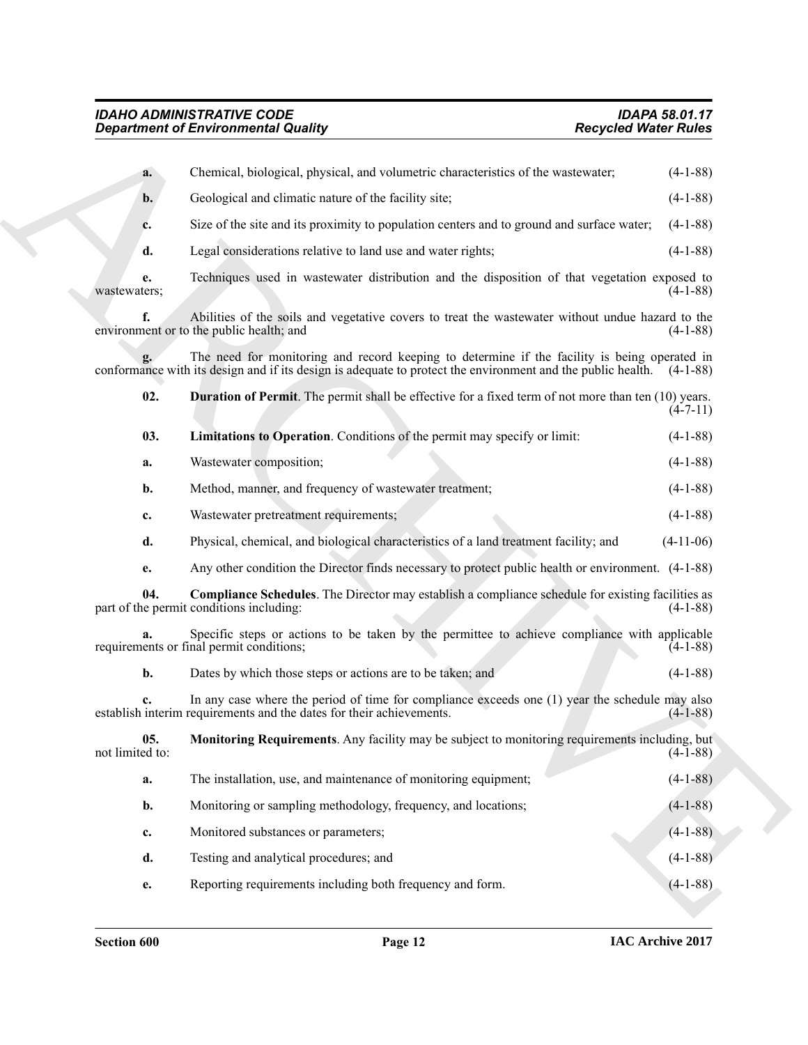**a.** Chemical, biological, physical, and volumetric characteristics of the wastewater; (4-1-88)

**b.** Geological and climatic nature of the facility site; (4-1-88)

**c.** Size of the site and its proximity to population centers and to ground and surface water; (4-1-88)

**d.** Legal considerations relative to land use and water rights; (4-1-88)

**e.** Techniques used in wastewater distribution and the disposition of that vegetation exposed to wastewaters; (4-1-88)

**f.** Abilities of the soils and vegetative covers to treat the wastewater without undue hazard to the environment or to the public health; and (4-1-88)

**g.** The need for monitoring and record keeping to determine if the facility is being operated in conformance with its design and if its design is adequate to protect the environment and the public health. (4-1-88)

**02. Duration of Permit**. The permit shall be effective for a fixed term of not more than ten (10) years. (4-7-11)

**03. Limitations to Operation**. Conditions of the permit may specify or limit: (4-1-88)

**a.** Wastewater composition; (4-1-88)

**b.** Method, manner, and frequency of wastewater treatment; (4-1-88)

**c.** Wastewater pretreatment requirements; (4-1-88)

**d.** Physical, chemical, and biological characteristics of a land treatment facility; and (4-11-06)

**e.** Any other condition the Director finds necessary to protect public health or environment. (4-1-88)

**04. Compliance Schedules**. The Director may establish a compliance schedule for existing facilities as part of the permit conditions including: (4-1-88)

**a.** Specific steps or actions to be taken by the permittee to achieve compliance with applicable requirements or final permit conditions; (4-1-88)

**b.** Dates by which those steps or actions are to be taken; and (4-1-88)

**c.** In any case where the period of time for compliance exceeds one (1) year the schedule may also establish interim requirements and the dates for their achievements. (4-1-88)

**05. Monitoring Requirements**. Any facility may be subject to monitoring requirements including, but not limited to: (4-1-88)

**a.** The installation, use, and maintenance of monitoring equipment; (4-1-88)

**b.** Monitoring or sampling methodology, frequency, and locations; (4-1-88)

**c.** Monitored substances or parameters; (4-1-88)

**d.** Testing and analytical procedures; and (4-1-88)

**e.** Reporting requirements including both frequency and form. (4-1-88)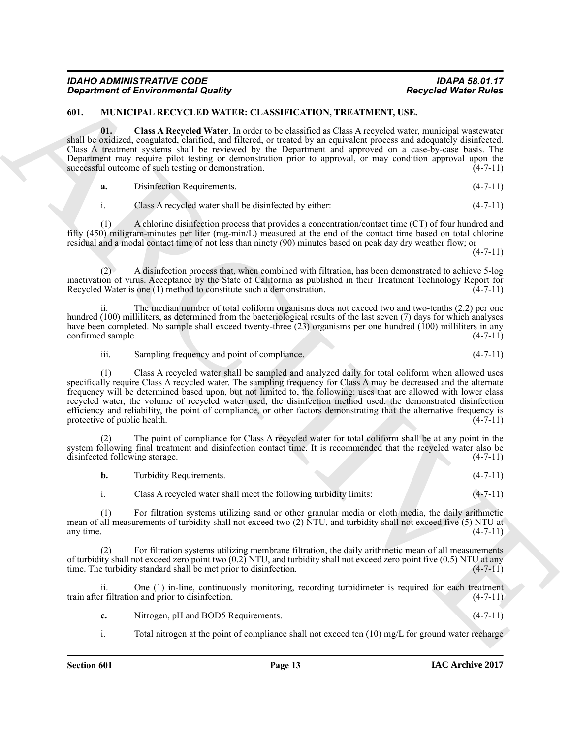## 601. MUNICIPAL RECYCLED WATER: CLASSIFICATION, TREATMENT, USE.

**01. Class A Recycled Water**. In order to be classified as Class A recycled water, municipal wastewater shall be oxidized, coagulated, clarified, and filtered, or treated by an equivalent process and adequately disinfected. Class A treatment systems shall be reviewed by the Department and approved on a case-by-case basis. The Department may require pilot testing or demonstration prior to approval, or may condition approval upon the successful outcome of such testing or demonstration. (4-7-11)

**a.** Disinfection Requirements. (4-7-11)

i. Class A recycled water shall be disinfected by either: (4-7-11)

(1) A chlorine disinfection process that provides a concentration/contact time (CT) of four hundred and fifty (450) miligram-minutes per liter (mg-min/L) measured at the end of the contact time based on total chlorine residual and a modal contact time of not less than ninety (90) minutes based on peak day dry weather flow; or (4-7-11)

(2) A disinfection process that, when combined with filtration, has been demonstrated to achieve 5-log inactivation of virus. Acceptance by the State of California as published in their Treatment Technology Report for Recycled Water is one (1) method to constitute such a demonstration. (4-7-11)

ii. The median number of total coliform organisms does not exceed two and two-tenths (2.2) per one hundred (100) milliliters, as determined from the bacteriological results of the last seven (7) days for which analyses have been completed. No sample shall exceed twenty-three (23) organisms per one hundred (100) milliliters in any confirmed sample. (4-7-11)

iii. Sampling frequency and point of compliance. (4-7-11)

(1) Class A recycled water shall be sampled and analyzed daily for total coliform when allowed uses specifically require Class A recycled water. The sampling frequency for Class A may be decreased and the alternate frequency will be determined based upon, but not limited to, the following: uses that are allowed with lower class recycled water, the volume of recycled water used, the disinfection method used, the demonstrated disinfection efficiency and reliability, the point of compliance, or other factors demonstrating that the alternative frequency is protective of public health. (4-7-11)

(2) The point of compliance for Class A recycled water for total coliform shall be at any point in the system following final treatment and disinfection contact time. It is recommended that the recycled water also be disinfected following storage. (4-7-11)

**b.** Turbidity Requirements. (4-7-11)

i. Class A recycled water shall meet the following turbidity limits: (4-7-11)

(1) For filtration systems utilizing sand or other granular media or cloth media, the daily arithmetic mean of all measurements of turbidity shall not exceed two (2) NTU, and turbidity shall not exceed five (5) NTU at any time. (4-7-11)

(2) For filtration systems utilizing membrane filtration, the daily arithmetic mean of all measurements of turbidity shall not exceed zero point two (0.2) NTU, and turbidity shall not exceed zero point five (0.5) NTU at any time. The turbidity standard shall be met prior to disinfection. (4-7-11)

ii. One (1) in-line, continuously monitoring, recording turbidimeter is required for each treatment train after filtration and prior to disinfection. (4-7-11)

**c.** Nitrogen, pH and BOD5 Requirements. (4-7-11)

i. Total nitrogen at the point of compliance shall not exceed ten (10) mg/L for ground water recharge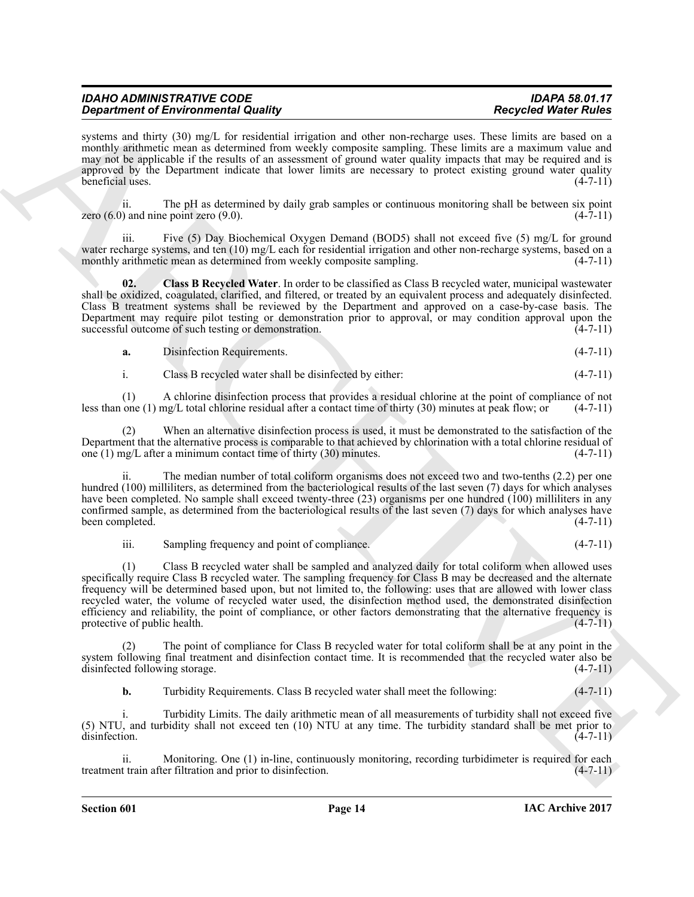systems and thirty (30) mg/L for residential irrigation and other non-recharge uses. These limits are based on a monthly arithmetic mean as determined from weekly composite sampling. These limits are a maximum value and may not be applicable if the results of an assessment of ground water quality impacts that may be required and is approved by the Department indicate that lower limits are necessary to protect existing ground water quality beneficial uses. (4-7-11)

ii. The pH as determined by daily grab samples or continuous monitoring shall be between six point zero (6.0) and nine point zero (9.0). (4-7-11)

iii. Five (5) Day Biochemical Oxygen Demand (BOD5) shall not exceed five (5) mg/L for ground water recharge systems, and ten (10) mg/L each for residential irrigation and other non-recharge systems, based on a monthly arithmetic mean as determined from weekly composite sampling. (4-7-11)

**02. Class B Recycled Water**. In order to be classified as Class B recycled water, municipal wastewater shall be oxidized, coagulated, clarified, and filtered, or treated by an equivalent process and adequately disinfected. Class B treatment systems shall be reviewed by the Department and approved on a case-by-case basis. The Department may require pilot testing or demonstration prior to approval, or may condition approval upon the successful outcome of such testing or demonstration. (4-7-11)

**a.** Disinfection Requirements. (4-7-11)

i. Class B recycled water shall be disinfected by either: (4-7-11)

(1) A chlorine disinfection process that provides a residual chlorine at the point of compliance of not less than one (1) mg/L total chlorine residual after a contact time of thirty (30) minutes at peak flow; or (4-7-11)

(2) When an alternative disinfection process is used, it must be demonstrated to the satisfaction of the Department that the alternative process is comparable to that achieved by chlorination with a total chlorine residual of one (1) mg/L after a minimum contact time of thirty (30) minutes. (4-7-11)

ii. The median number of total coliform organisms does not exceed two and two-tenths (2.2) per one hundred (100) milliliters, as determined from the bacteriological results of the last seven (7) days for which analyses have been completed. No sample shall exceed twenty-three (23) organisms per one hundred (100) milliliters in any confirmed sample, as determined from the bacteriological results of the last seven (7) days for which analyses have been completed. (4-7-11)

iii. Sampling frequency and point of compliance. (4-7-11)

(1) Class B recycled water shall be sampled and analyzed daily for total coliform when allowed uses specifically require Class B recycled water. The sampling frequency for Class B may be decreased and the alternate frequency will be determined based upon, but not limited to, the following: uses that are allowed with lower class recycled water, the volume of recycled water used, the disinfection method used, the demonstrated disinfection efficiency and reliability, the point of compliance, or other factors demonstrating that the alternative frequency is protective of public health. (4-7-11)

(2) The point of compliance for Class B recycled water for total coliform shall be at any point in the system following final treatment and disinfection contact time. It is recommended that the recycled water also be disinfected following storage. (4-7-11)

**b.** Turbidity Requirements. Class B recycled water shall meet the following: (4-7-11)

i. Turbidity Limits. The daily arithmetic mean of all measurements of turbidity shall not exceed five (5) NTU, and turbidity shall not exceed ten (10) NTU at any time. The turbidity standard shall be met prior to disinfection. (4-7-11)

ii. Monitoring. One (1) in-line, continuously monitoring, recording turbidimeter is required for each treatment train after filtration and prior to disinfection. (4-7-11)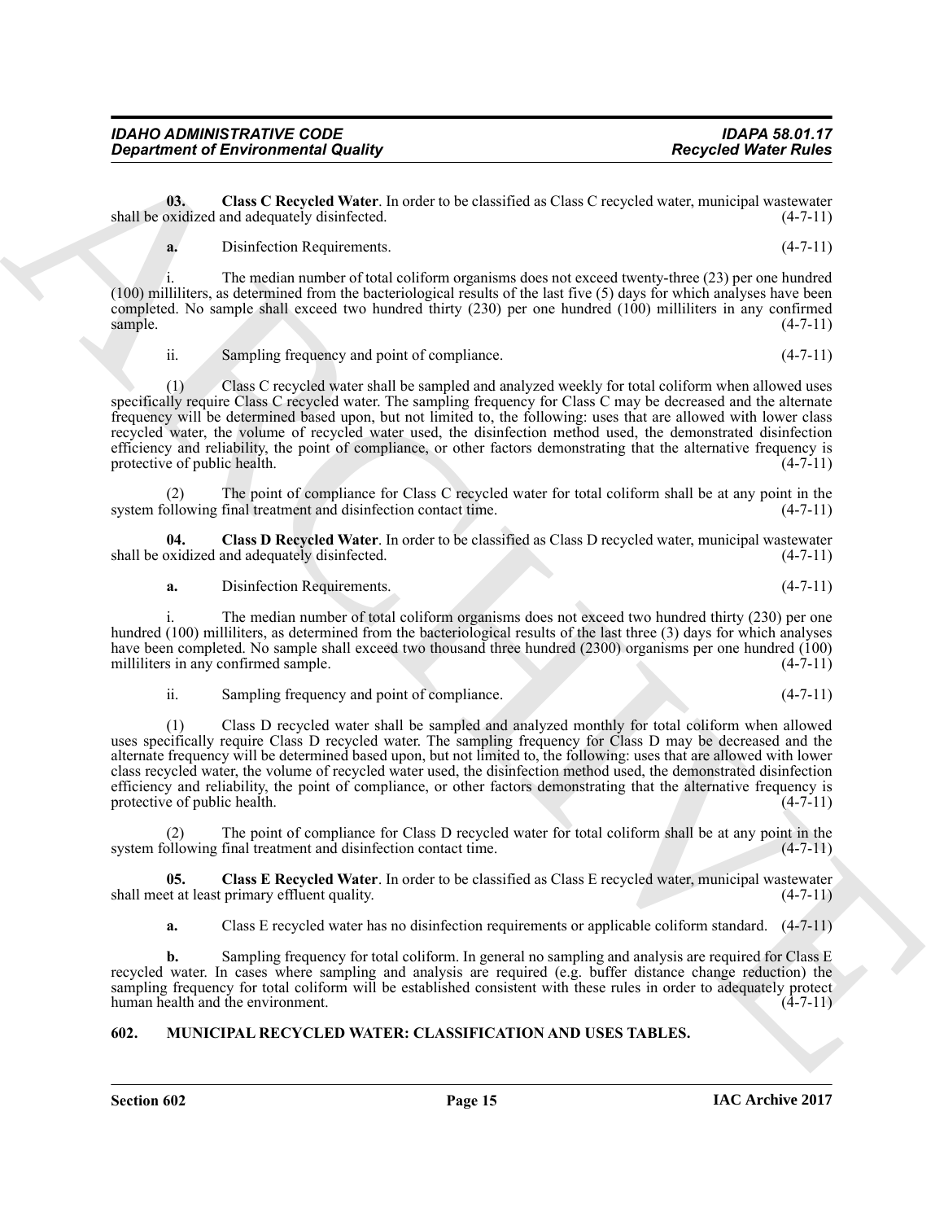**03. Class C Recycled Water**. In order to be classified as Class C recycled water, municipal wastewater shall be oxidized and adequately disinfected. (4-7-11)

**a.** Disinfection Requirements. (4-7-11)

i. The median number of total coliform organisms does not exceed twenty-three (23) per one hundred (100) milliliters, as determined from the bacteriological results of the last five (5) days for which analyses have been completed. No sample shall exceed two hundred thirty (230) per one hundred (100) milliliters in any confirmed sample. (4-7-11)

ii. Sampling frequency and point of compliance. (4-7-11)

(1) Class C recycled water shall be sampled and analyzed weekly for total coliform when allowed uses specifically require Class C recycled water. The sampling frequency for Class C may be decreased and the alternate frequency will be determined based upon, but not limited to, the following: uses that are allowed with lower class recycled water, the volume of recycled water used, the disinfection method used, the demonstrated disinfection efficiency and reliability, the point of compliance, or other factors demonstrating that the alternative frequency is protective of public health. (4-7-11)

(2) The point of compliance for Class C recycled water for total coliform shall be at any point in the system following final treatment and disinfection contact time. (4-7-11)

**04. Class D Recycled Water**. In order to be classified as Class D recycled water, municipal wastewater shall be oxidized and adequately disinfected. (4-7-11)

**a.** Disinfection Requirements. (4-7-11)

i. The median number of total coliform organisms does not exceed two hundred thirty (230) per one hundred (100) milliliters, as determined from the bacteriological results of the last three (3) days for which analyses have been completed. No sample shall exceed two thousand three hundred (2300) organisms per one hundred (100) milliliters in any confirmed sample. (4-7-11)

ii. Sampling frequency and point of compliance. (4-7-11)

(1) Class D recycled water shall be sampled and analyzed monthly for total coliform when allowed uses specifically require Class D recycled water. The sampling frequency for Class D may be decreased and the alternate frequency will be determined based upon, but not limited to, the following: uses that are allowed with lower class recycled water, the volume of recycled water used, the disinfection method used, the demonstrated disinfection efficiency and reliability, the point of compliance, or other factors demonstrating that the alternative frequency is protective of public health. (4-7-11)

(2) The point of compliance for Class D recycled water for total coliform shall be at any point in the system following final treatment and disinfection contact time. (4-7-11)

**05. Class E Recycled Water**. In order to be classified as Class E recycled water, municipal wastewater shall meet at least primary effluent quality. (4-7-11)

**a.** Class E recycled water has no disinfection requirements or applicable coliform standard. (4-7-11)

**b.** Sampling frequency for total coliform. In general no sampling and analysis are required for Class E recycled water. In cases where sampling and analysis are required (e.g. buffer distance change reduction) the sampling frequency for total coliform will be established consistent with these rules in order to adequately protect human health and the environment. (4-7-11)

## 602. MUNICIPAL RECYCLED WATER: CLASSIFICATION AND USES TABLES.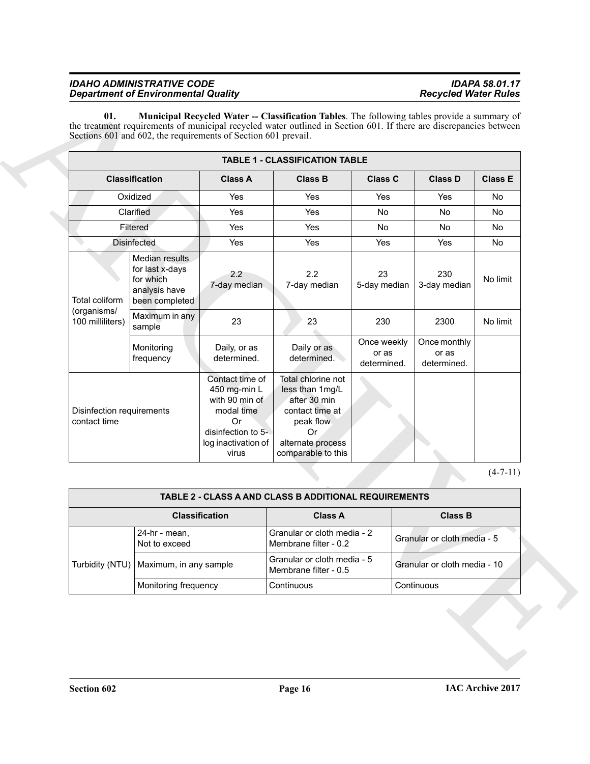**01. Municipal Recycled Water -- Classification Tables**. The following tables provide a summary of the treatment requirements of municipal recycled water outlined in Section 601. If there are discrepancies between Sections 601 and 602, the requirements of Section 601 prevail.

| TABLE 1 - CLASSIFICATION TABLE | | | | | | |
|---|---|---|---|---|---|---|
| **Classification** | | **Class A** | **Class B** | **Class C** | **Class D** | **Class E** |
| Oxidized | | Yes | Yes | Yes | Yes | No |
| Clarified | | Yes | Yes | No | No | No |
| Filtered | | Yes | Yes | No | No | No |
| Disinfected | | Yes | Yes | Yes | Yes | No |
| Total coliform (organisms/ 100 milliliters) | Median results for last x-days for which analysis have been completed | 2.2 7-day median | 2.2 7-day median | 23 5-day median | 230 3-day median | No limit |
| | Maximum in any sample | 23 | 23 | 230 | 2300 | No limit |
| | Monitoring frequency | Daily, or as determined. | Daily or as determined. | Once weekly or as determined. | Once monthly or as determined. | |
| Disinfection requirements contact time | | Contact time of 450 mg-min L with 90 min of modal time Or disinfection to 5-log inactivation of virus | Total chlorine not less than 1mg/L after 30 min contact time at peak flow Or alternate process comparable to this | | | |

(4-7-11)

| TABLE 2 - CLASS A AND CLASS B ADDITIONAL REQUIREMENTS | | | |
|---|---|---|---|
| **Classification** | | **Class A** | **Class B** |
| Turbidity (NTU) | 24-hr - mean, Not to exceed | Granular or cloth media - 2 Membrane filter - 0.2 | Granular or cloth media - 5 |
| | Maximum, in any sample | Granular or cloth media - 5 Membrane filter - 0.5 | Granular or cloth media - 10 |
| | Monitoring frequency | Continuous | Continuous |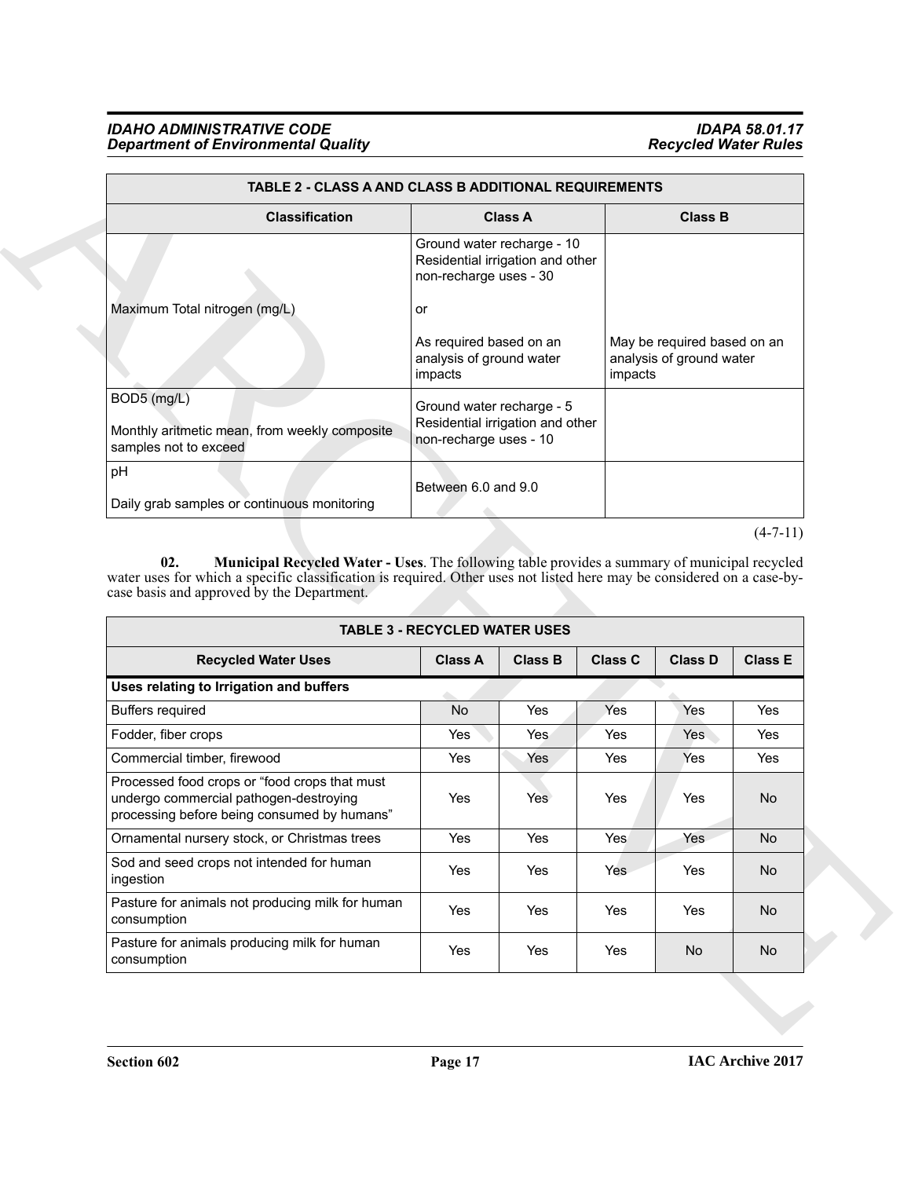| TABLE 2 - CLASS A AND CLASS B ADDITIONAL REQUIREMENTS | | |
|---|---|---|
| **Classification** | **Class A** | **Class B** |
| Maximum Total nitrogen (mg/L) | Ground water recharge - 10 Residential irrigation and other non-recharge uses - 30<br><br>or<br><br>As required based on an analysis of ground water impacts | May be required based on an analysis of ground water impacts |
| BOD5 (mg/L)<br><br>Monthly aritmetic mean, from weekly composite samples not to exceed | Ground water recharge - 5 Residential irrigation and other non-recharge uses - 10 | |
| pH<br><br>Daily grab samples or continuous monitoring | Between 6.0 and 9.0 | |

(4-7-11)

**02. Municipal Recycled Water - Uses**. The following table provides a summary of municipal recycled water uses for which a specific classification is required. Other uses not listed here may be considered on a case-by-case basis and approved by the Department.

| TABLE 3 - RECYCLED WATER USES | | | | | |
|---|---|---|---|---|---|
| **Recycled Water Uses** | **Class A** | **Class B** | **Class C** | **Class D** | **Class E** |
| **Uses relating to Irrigation and buffers** | | | | | |
| Buffers required | No | Yes | Yes | Yes | Yes |
| Fodder, fiber crops | Yes | Yes | Yes | Yes | Yes |
| Commercial timber, firewood | Yes | Yes | Yes | Yes | Yes |
| Processed food crops or "food crops that must undergo commercial pathogen-destroying processing before being consumed by humans" | Yes | Yes | Yes | Yes | No |
| Ornamental nursery stock, or Christmas trees | Yes | Yes | Yes | Yes | No |
| Sod and seed crops not intended for human ingestion | Yes | Yes | Yes | Yes | No |
| Pasture for animals not producing milk for human consumption | Yes | Yes | Yes | Yes | No |
| Pasture for animals producing milk for human consumption | Yes | Yes | Yes | No | No |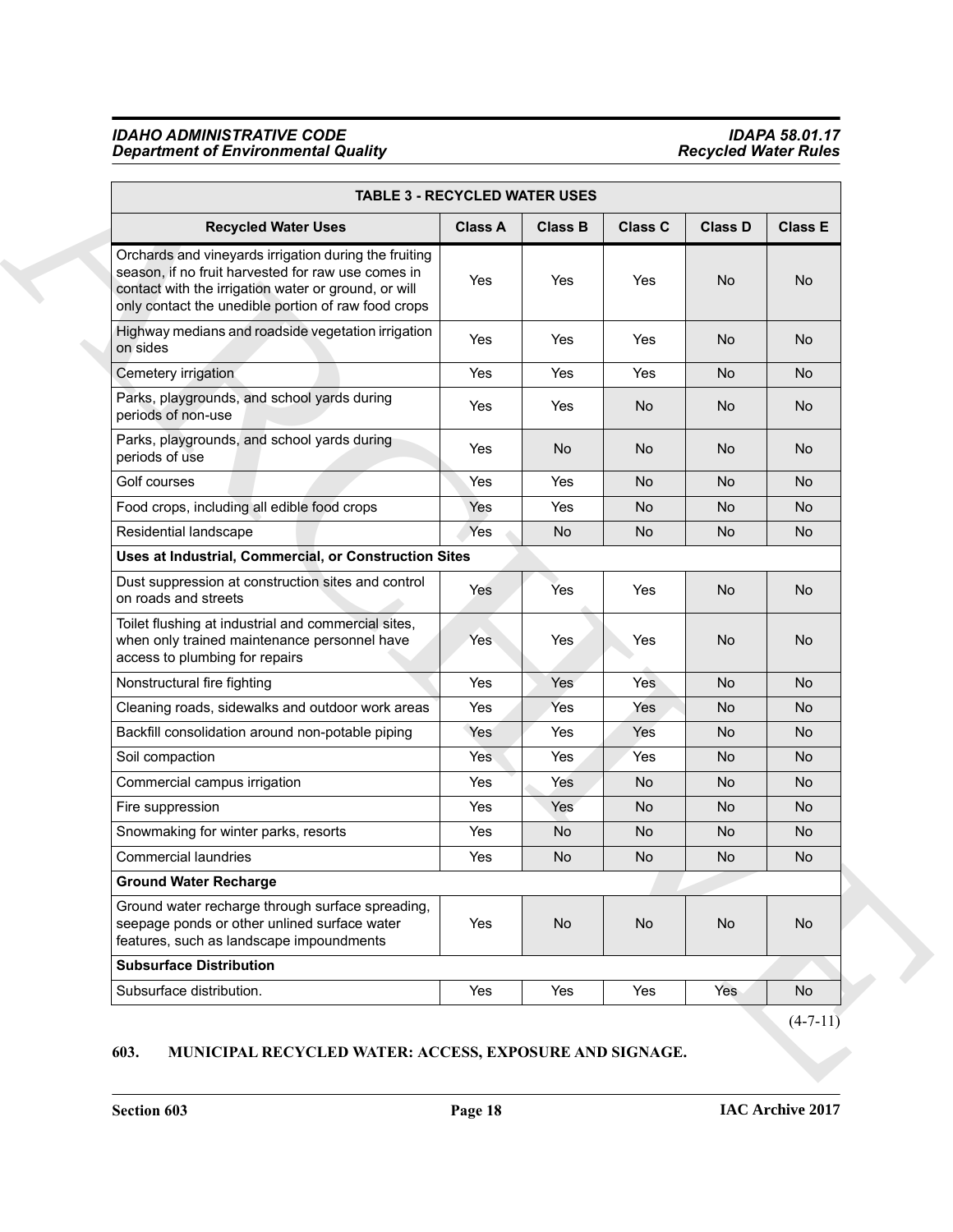| TABLE 3 - RECYCLED WATER USES | | | | | |
|---|---|---|---|---|---|
| **Recycled Water Uses** | **Class A** | **Class B** | **Class C** | **Class D** | **Class E** |
| Orchards and vineyards irrigation during the fruiting season, if no fruit harvested for raw use comes in contact with the irrigation water or ground, or will only contact the unedible portion of raw food crops | Yes | Yes | Yes | No | No |
| Highway medians and roadside vegetation irrigation on sides | Yes | Yes | Yes | No | No |
| Cemetery irrigation | Yes | Yes | Yes | No | No |
| Parks, playgrounds, and school yards during periods of non-use | Yes | Yes | No | No | No |
| Parks, playgrounds, and school yards during periods of use | Yes | No | No | No | No |
| Golf courses | Yes | Yes | No | No | No |
| Food crops, including all edible food crops | Yes | Yes | No | No | No |
| Residential landscape | Yes | No | No | No | No |
| **Uses at Industrial, Commercial, or Construction Sites** | | | | | |
| Dust suppression at construction sites and control on roads and streets | Yes | Yes | Yes | No | No |
| Toilet flushing at industrial and commercial sites, when only trained maintenance personnel have access to plumbing for repairs | Yes | Yes | Yes | No | No |
| Nonstructural fire fighting | Yes | Yes | Yes | No | No |
| Cleaning roads, sidewalks and outdoor work areas | Yes | Yes | Yes | No | No |
| Backfill consolidation around non-potable piping | Yes | Yes | Yes | No | No |
| Soil compaction | Yes | Yes | Yes | No | No |
| Commercial campus irrigation | Yes | Yes | No | No | No |
| Fire suppression | Yes | Yes | No | No | No |
| Snowmaking for winter parks, resorts | Yes | No | No | No | No |
| Commercial laundries | Yes | No | No | No | No |
| **Ground Water Recharge** | | | | | |
| Ground water recharge through surface spreading, seepage ponds or other unlined surface water features, such as landscape impoundments | Yes | No | No | No | No |
| **Subsurface Distribution** | | | | | |
| Subsurface distribution. | Yes | Yes | Yes | Yes | No |

(4-7-11)

**603. MUNICIPAL RECYCLED WATER: ACCESS, EXPOSURE AND SIGNAGE.**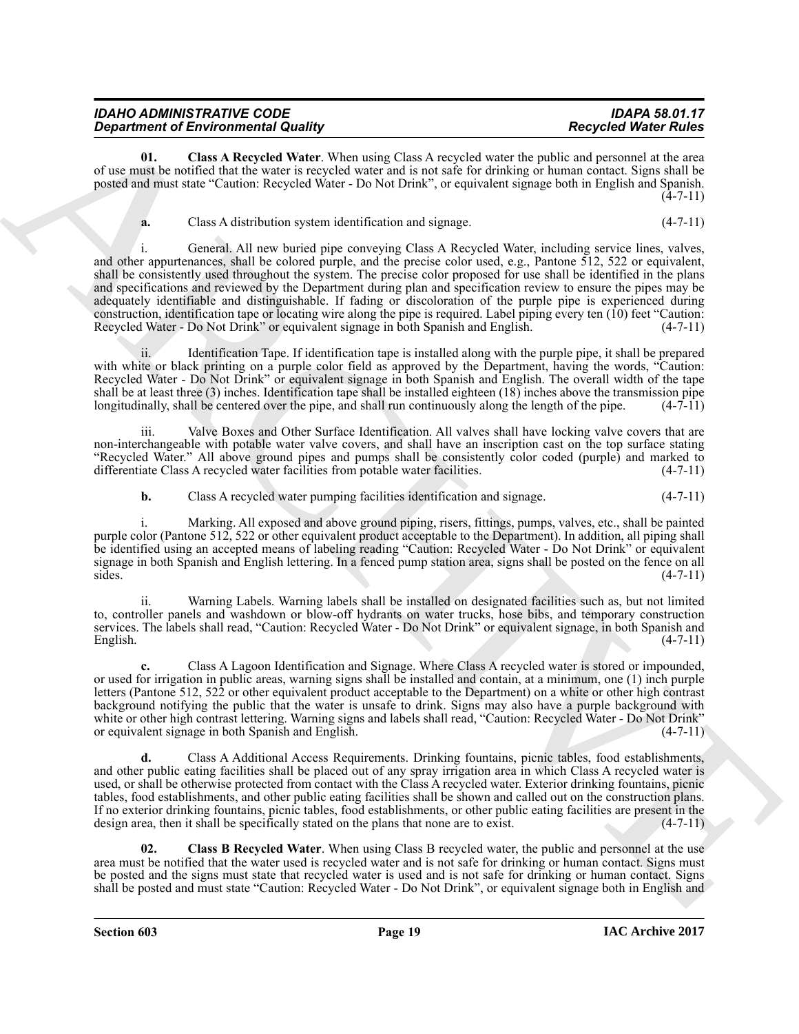**01. Class A Recycled Water**. When using Class A recycled water the public and personnel at the area of use must be notified that the water is recycled water and is not safe for drinking or human contact. Signs shall be posted and must state "Caution: Recycled Water - Do Not Drink", or equivalent signage both in English and Spanish. (4-7-11)

**a.** Class A distribution system identification and signage. (4-7-11)

i. General. All new buried pipe conveying Class A Recycled Water, including service lines, valves, and other appurtenances, shall be colored purple, and the precise color used, e.g., Pantone 512, 522 or equivalent, shall be consistently used throughout the system. The precise color proposed for use shall be identified in the plans and specifications and reviewed by the Department during plan and specification review to ensure the pipes may be adequately identifiable and distinguishable. If fading or discoloration of the purple pipe is experienced during construction, identification tape or locating wire along the pipe is required. Label piping every ten (10) feet "Caution: Recycled Water - Do Not Drink" or equivalent signage in both Spanish and English. (4-7-11)

ii. Identification Tape. If identification tape is installed along with the purple pipe, it shall be prepared with white or black printing on a purple color field as approved by the Department, having the words, "Caution: Recycled Water - Do Not Drink" or equivalent signage in both Spanish and English. The overall width of the tape shall be at least three (3) inches. Identification tape shall be installed eighteen (18) inches above the transmission pipe longitudinally, shall be centered over the pipe, and shall run continuously along the length of the pipe. (4-7-11)

iii. Valve Boxes and Other Surface Identification. All valves shall have locking valve covers that are non-interchangeable with potable water valve covers, and shall have an inscription cast on the top surface stating "Recycled Water." All above ground pipes and pumps shall be consistently color coded (purple) and marked to differentiate Class A recycled water facilities from potable water facilities. (4-7-11)

**b.** Class A recycled water pumping facilities identification and signage. (4-7-11)

i. Marking. All exposed and above ground piping, risers, fittings, pumps, valves, etc., shall be painted purple color (Pantone 512, 522 or other equivalent product acceptable to the Department). In addition, all piping shall be identified using an accepted means of labeling reading "Caution: Recycled Water - Do Not Drink" or equivalent signage in both Spanish and English lettering. In a fenced pump station area, signs shall be posted on the fence on all sides. (4-7-11)

ii. Warning Labels. Warning labels shall be installed on designated facilities such as, but not limited to, controller panels and washdown or blow-off hydrants on water trucks, hose bibs, and temporary construction services. The labels shall read, "Caution: Recycled Water - Do Not Drink" or equivalent signage, in both Spanish and English. (4-7-11)

**c.** Class A Lagoon Identification and Signage. Where Class A recycled water is stored or impounded, or used for irrigation in public areas, warning signs shall be installed and contain, at a minimum, one (1) inch purple letters (Pantone 512, 522 or other equivalent product acceptable to the Department) on a white or other high contrast background notifying the public that the water is unsafe to drink. Signs may also have a purple background with white or other high contrast lettering. Warning signs and labels shall read, "Caution: Recycled Water - Do Not Drink" or equivalent signage in both Spanish and English. (4-7-11)

**d.** Class A Additional Access Requirements. Drinking fountains, picnic tables, food establishments, and other public eating facilities shall be placed out of any spray irrigation area in which Class A recycled water is used, or shall be otherwise protected from contact with the Class A recycled water. Exterior drinking fountains, picnic tables, food establishments, and other public eating facilities shall be shown and called out on the construction plans. If no exterior drinking fountains, picnic tables, food establishments, or other public eating facilities are present in the design area, then it shall be specifically stated on the plans that none are to exist. (4-7-11)

**02. Class B Recycled Water**. When using Class B recycled water, the public and personnel at the use area must be notified that the water used is recycled water and is not safe for drinking or human contact. Signs must be posted and the signs must state that recycled water is used and is not safe for drinking or human contact. Signs shall be posted and must state "Caution: Recycled Water - Do Not Drink", or equivalent signage both in English and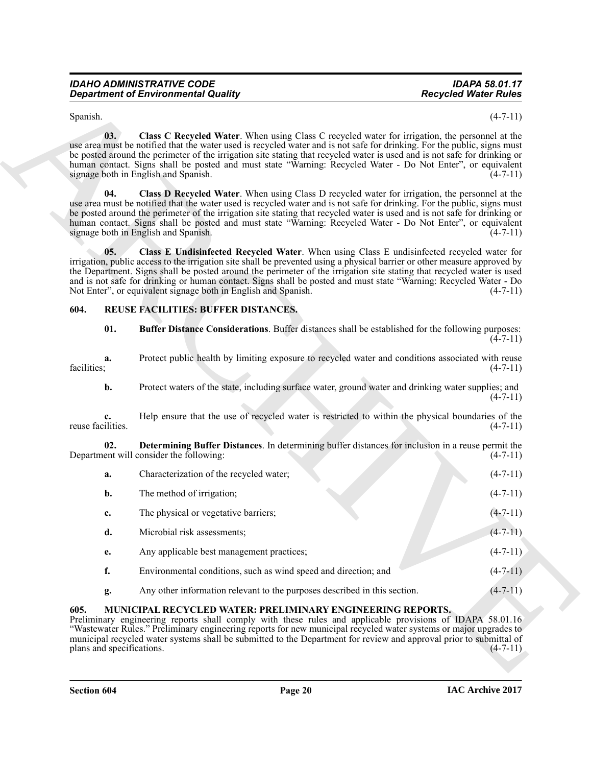Spanish. (4-7-11)

**03. Class C Recycled Water**. When using Class C recycled water for irrigation, the personnel at the use area must be notified that the water used is recycled water and is not safe for drinking. For the public, signs must be posted around the perimeter of the irrigation site stating that recycled water is used and is not safe for drinking or human contact. Signs shall be posted and must state "Warning: Recycled Water - Do Not Enter", or equivalent signage both in English and Spanish. (4-7-11)

**04. Class D Recycled Water**. When using Class D recycled water for irrigation, the personnel at the use area must be notified that the water used is recycled water and is not safe for drinking. For the public, signs must be posted around the perimeter of the irrigation site stating that recycled water is used and is not safe for drinking or human contact. Signs shall be posted and must state "Warning: Recycled Water - Do Not Enter", or equivalent signage both in English and Spanish. (4-7-11)

**05. Class E Undisinfected Recycled Water**. When using Class E undisinfected recycled water for irrigation, public access to the irrigation site shall be prevented using a physical barrier or other measure approved by the Department. Signs shall be posted around the perimeter of the irrigation site stating that recycled water is used and is not safe for drinking or human contact. Signs shall be posted and must state "Warning: Recycled Water - Do Not Enter", or equivalent signage both in English and Spanish. (4-7-11)

## 604. REUSE FACILITIES: BUFFER DISTANCES.

**01. Buffer Distance Considerations**. Buffer distances shall be established for the following purposes: (4-7-11)

**a.** Protect public health by limiting exposure to recycled water and conditions associated with reuse facilities; (4-7-11)

**b.** Protect waters of the state, including surface water, ground water and drinking water supplies; and (4-7-11)

**c.** Help ensure that the use of recycled water is restricted to within the physical boundaries of the reuse facilities. (4-7-11)

**02. Determining Buffer Distances**. In determining buffer distances for inclusion in a reuse permit the Department will consider the following: (4-7-11)

**a.** Characterization of the recycled water; (4-7-11)

**b.** The method of irrigation; (4-7-11)

**c.** The physical or vegetative barriers; (4-7-11)

**d.** Microbial risk assessments; (4-7-11)

**e.** Any applicable best management practices; (4-7-11)

**f.** Environmental conditions, such as wind speed and direction; and (4-7-11)

**g.** Any other information relevant to the purposes described in this section. (4-7-11)

## 605. MUNICIPAL RECYCLED WATER: PRELIMINARY ENGINEERING REPORTS.

Preliminary engineering reports shall comply with these rules and applicable provisions of IDAPA 58.01.16 "Wastewater Rules." Preliminary engineering reports for new municipal recycled water systems or major upgrades to municipal recycled water systems shall be submitted to the Department for review and approval prior to submittal of plans and specifications. (4-7-11)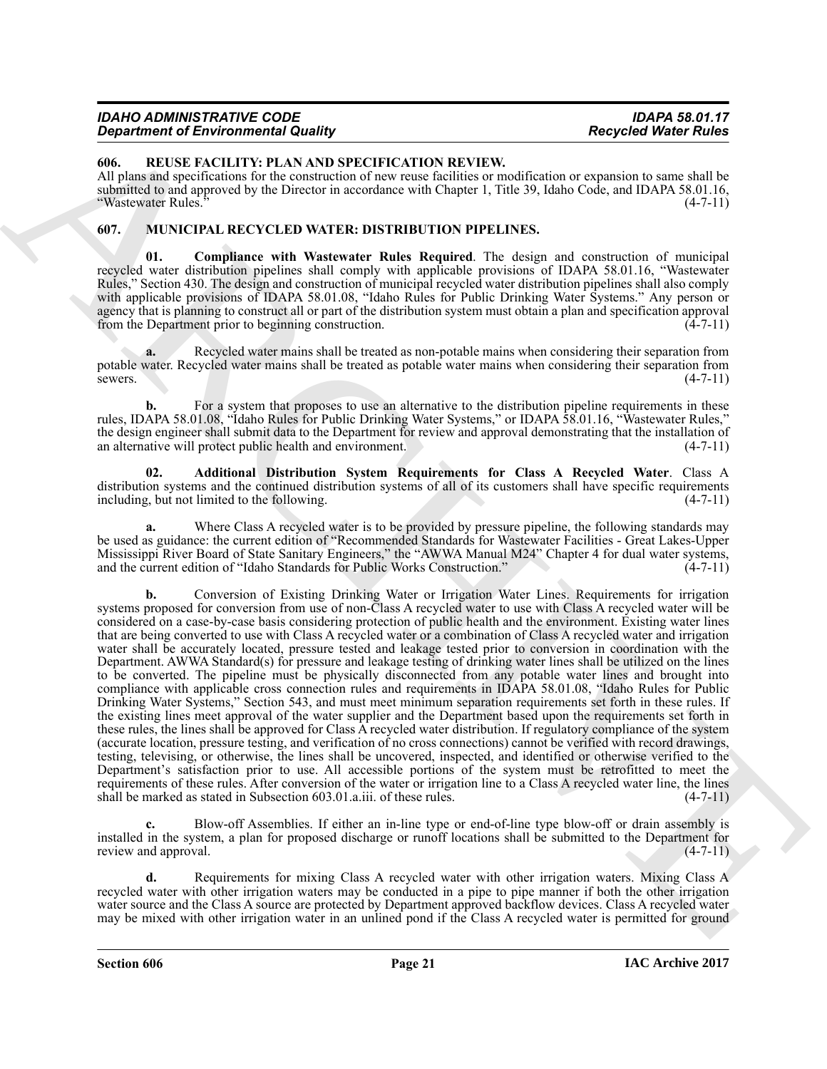### 606. REUSE FACILITY: PLAN AND SPECIFICATION REVIEW.

All plans and specifications for the construction of new reuse facilities or modification or expansion to same shall be submitted to and approved by the Director in accordance with Chapter 1, Title 39, Idaho Code, and IDAPA 58.01.16, "Wastewater Rules." (4-7-11)

### 607. MUNICIPAL RECYCLED WATER: DISTRIBUTION PIPELINES.

**01. Compliance with Wastewater Rules Required**. The design and construction of municipal recycled water distribution pipelines shall comply with applicable provisions of IDAPA 58.01.16, "Wastewater Rules," Section 430. The design and construction of municipal recycled water distribution pipelines shall also comply with applicable provisions of IDAPA 58.01.08, "Idaho Rules for Public Drinking Water Systems." Any person or agency that is planning to construct all or part of the distribution system must obtain a plan and specification approval from the Department prior to beginning construction. (4-7-11)

**a.** Recycled water mains shall be treated as non-potable mains when considering their separation from potable water. Recycled water mains shall be treated as potable water mains when considering their separation from sewers. (4-7-11)

**b.** For a system that proposes to use an alternative to the distribution pipeline requirements in these rules, IDAPA 58.01.08, "Idaho Rules for Public Drinking Water Systems," or IDAPA 58.01.16, "Wastewater Rules," the design engineer shall submit data to the Department for review and approval demonstrating that the installation of an alternative will protect public health and environment. (4-7-11)

**02. Additional Distribution System Requirements for Class A Recycled Water**. Class A distribution systems and the continued distribution systems of all of its customers shall have specific requirements including, but not limited to the following. (4-7-11)

**a.** Where Class A recycled water is to be provided by pressure pipeline, the following standards may be used as guidance: the current edition of "Recommended Standards for Wastewater Facilities - Great Lakes-Upper Mississippi River Board of State Sanitary Engineers," the "AWWA Manual M24" Chapter 4 for dual water systems, and the current edition of "Idaho Standards for Public Works Construction." (4-7-11)

**b.** Conversion of Existing Drinking Water or Irrigation Water Lines. Requirements for irrigation systems proposed for conversion from use of non-Class A recycled water to use with Class A recycled water will be considered on a case-by-case basis considering protection of public health and the environment. Existing water lines that are being converted to use with Class A recycled water or a combination of Class A recycled water and irrigation water shall be accurately located, pressure tested and leakage tested prior to conversion in coordination with the Department. AWWA Standard(s) for pressure and leakage testing of drinking water lines shall be utilized on the lines to be converted. The pipeline must be physically disconnected from any potable water lines and brought into compliance with applicable cross connection rules and requirements in IDAPA 58.01.08, "Idaho Rules for Public Drinking Water Systems," Section 543, and must meet minimum separation requirements set forth in these rules. If the existing lines meet approval of the water supplier and the Department based upon the requirements set forth in these rules, the lines shall be approved for Class A recycled water distribution. If regulatory compliance of the system (accurate location, pressure testing, and verification of no cross connections) cannot be verified with record drawings, testing, televising, or otherwise, the lines shall be uncovered, inspected, and identified or otherwise verified to the Department's satisfaction prior to use. All accessible portions of the system must be retrofitted to meet the requirements of these rules. After conversion of the water or irrigation line to a Class A recycled water line, the lines shall be marked as stated in Subsection 603.01.a.iii. of these rules. (4-7-11)

**c.** Blow-off Assemblies. If either an in-line type or end-of-line type blow-off or drain assembly is installed in the system, a plan for proposed discharge or runoff locations shall be submitted to the Department for review and approval. (4-7-11)

**d.** Requirements for mixing Class A recycled water with other irrigation waters. Mixing Class A recycled water with other irrigation waters may be conducted in a pipe to pipe manner if both the other irrigation water source and the Class A source are protected by Department approved backflow devices. Class A recycled water may be mixed with other irrigation water in an unlined pond if the Class A recycled water is permitted for ground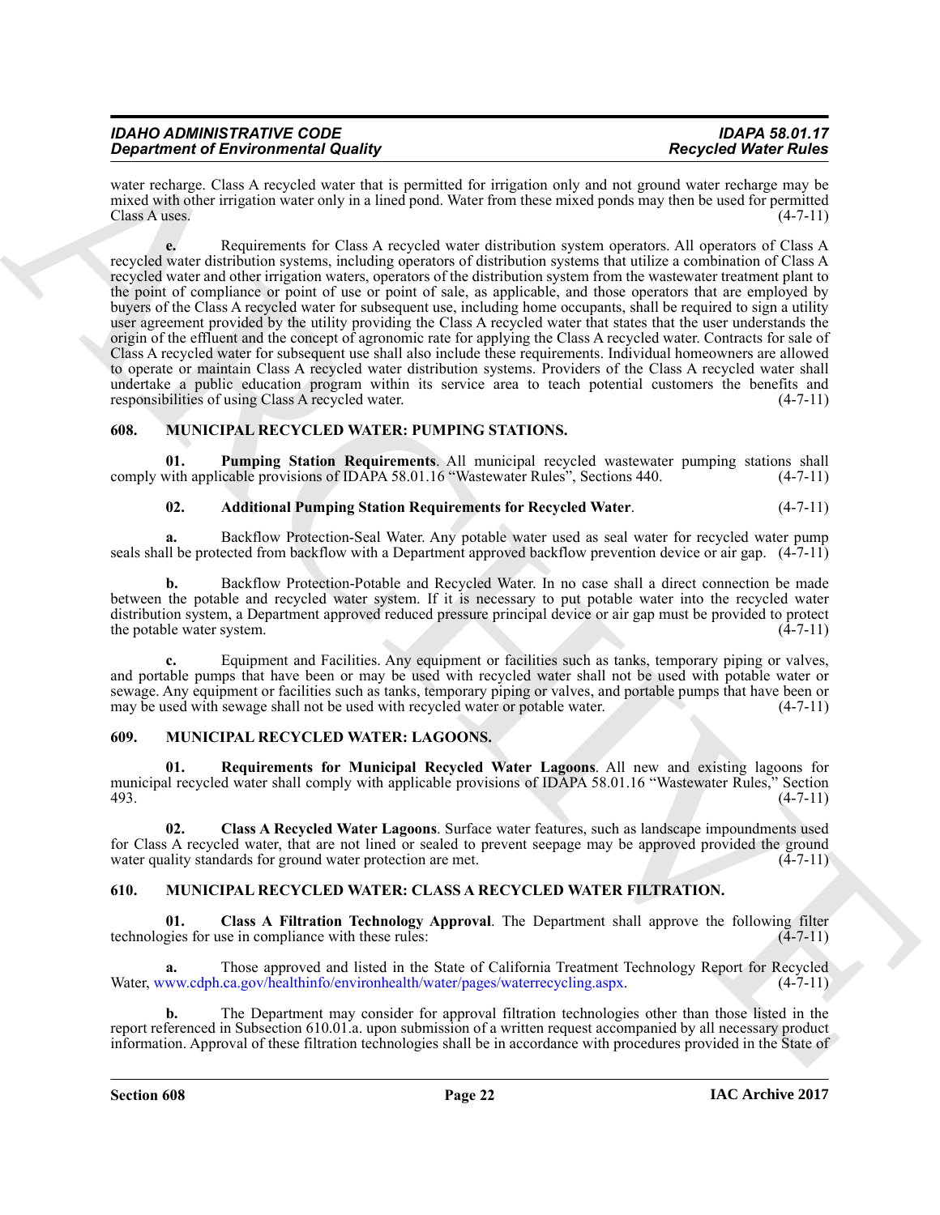water recharge. Class A recycled water that is permitted for irrigation only and not ground water recharge may be mixed with other irrigation water only in a lined pond. Water from these mixed ponds may then be used for permitted Class A uses. (4-7-11)

**e.** Requirements for Class A recycled water distribution system operators. All operators of Class A recycled water distribution systems, including operators of distribution systems that utilize a combination of Class A recycled water and other irrigation waters, operators of the distribution system from the wastewater treatment plant to the point of compliance or point of use or point of sale, as applicable, and those operators that are employed by buyers of the Class A recycled water for subsequent use, including home occupants, shall be required to sign a utility user agreement provided by the utility providing the Class A recycled water that states that the user understands the origin of the effluent and the concept of agronomic rate for applying the Class A recycled water. Contracts for sale of Class A recycled water for subsequent use shall also include these requirements. Individual homeowners are allowed to operate or maintain Class A recycled water distribution systems. Providers of the Class A recycled water shall undertake a public education program within its service area to teach potential customers the benefits and responsibilities of using Class A recycled water. (4-7-11)

## 608. MUNICIPAL RECYCLED WATER: PUMPING STATIONS.

**01. Pumping Station Requirements**. All municipal recycled wastewater pumping stations shall comply with applicable provisions of IDAPA 58.01.16 "Wastewater Rules", Sections 440. (4-7-11)

**02. Additional Pumping Station Requirements for Recycled Water**. (4-7-11)

**a.** Backflow Protection-Seal Water. Any potable water used as seal water for recycled water pump seals shall be protected from backflow with a Department approved backflow prevention device or air gap. (4-7-11)

**b.** Backflow Protection-Potable and Recycled Water. In no case shall a direct connection be made between the potable and recycled water system. If it is necessary to put potable water into the recycled water distribution system, a Department approved reduced pressure principal device or air gap must be provided to protect the potable water system. (4-7-11)

**c.** Equipment and Facilities. Any equipment or facilities such as tanks, temporary piping or valves, and portable pumps that have been or may be used with recycled water shall not be used with potable water or sewage. Any equipment or facilities such as tanks, temporary piping or valves, and portable pumps that have been or may be used with sewage shall not be used with recycled water or potable water. (4-7-11)

## 609. MUNICIPAL RECYCLED WATER: LAGOONS.

**01. Requirements for Municipal Recycled Water Lagoons**. All new and existing lagoons for municipal recycled water shall comply with applicable provisions of IDAPA 58.01.16 "Wastewater Rules," Section 493. (4-7-11)

**02. Class A Recycled Water Lagoons**. Surface water features, such as landscape impoundments used for Class A recycled water, that are not lined or sealed to prevent seepage may be approved provided the ground water quality standards for ground water protection are met. (4-7-11)

## 610. MUNICIPAL RECYCLED WATER: CLASS A RECYCLED WATER FILTRATION.

**01. Class A Filtration Technology Approval**. The Department shall approve the following filter technologies for use in compliance with these rules: (4-7-11)

**a.** Those approved and listed in the State of California Treatment Technology Report for Recycled Water, www.cdph.ca.gov/healthinfo/environhealth/water/pages/waterrecycling.aspx. (4-7-11)

**b.** The Department may consider for approval filtration technologies other than those listed in the report referenced in Subsection 610.01.a. upon submission of a written request accompanied by all necessary product information. Approval of these filtration technologies shall be in accordance with procedures provided in the State of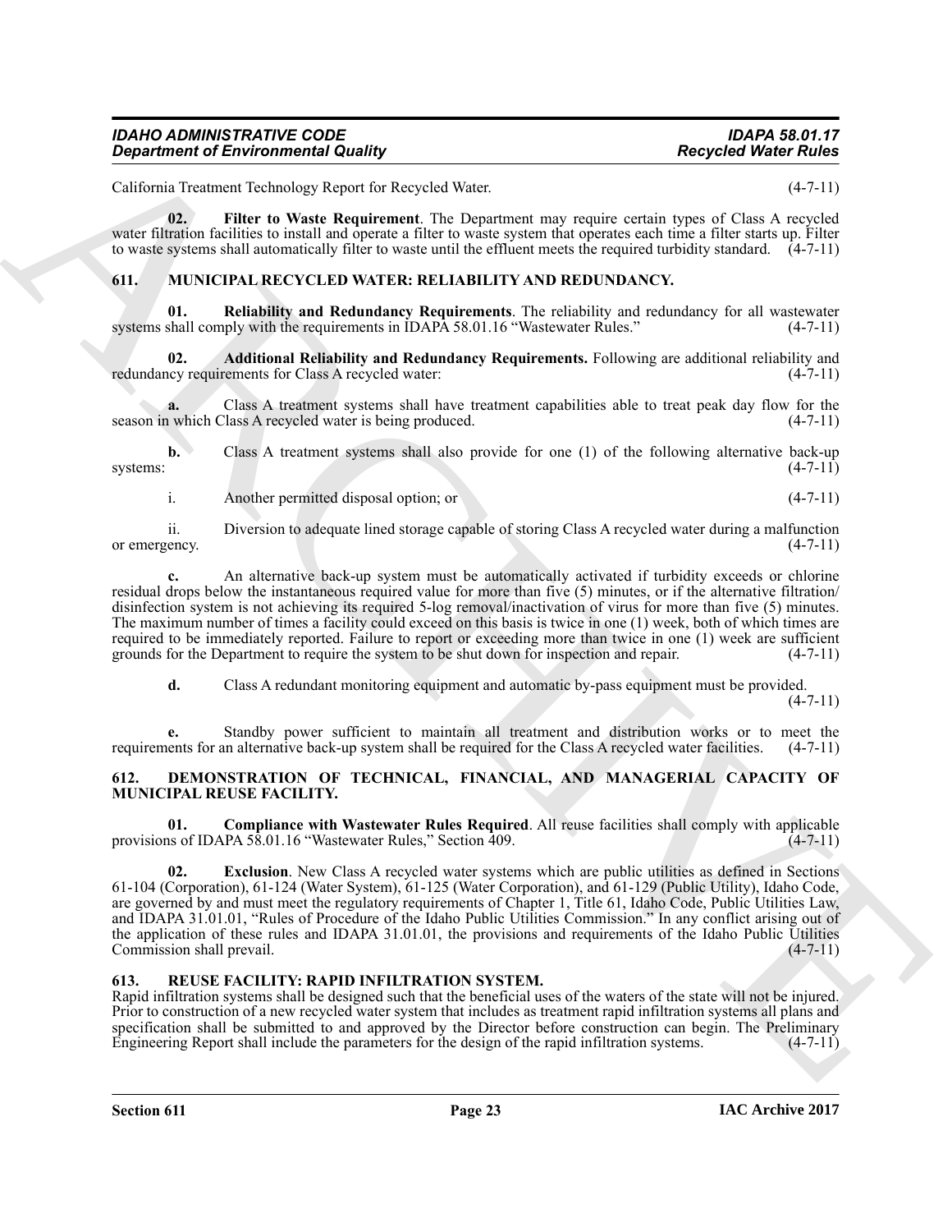California Treatment Technology Report for Recycled Water. (4-7-11)

**02. Filter to Waste Requirement**. The Department may require certain types of Class A recycled water filtration facilities to install and operate a filter to waste system that operates each time a filter starts up. Filter to waste systems shall automatically filter to waste until the effluent meets the required turbidity standard. (4-7-11)

## 611. MUNICIPAL RECYCLED WATER: RELIABILITY AND REDUNDANCY.

**01. Reliability and Redundancy Requirements**. The reliability and redundancy for all wastewater systems shall comply with the requirements in IDAPA 58.01.16 "Wastewater Rules." (4-7-11)

**02. Additional Reliability and Redundancy Requirements.** Following are additional reliability and redundancy requirements for Class A recycled water: (4-7-11)

**a.** Class A treatment systems shall have treatment capabilities able to treat peak day flow for the season in which Class A recycled water is being produced. (4-7-11)

**b.** Class A treatment systems shall also provide for one (1) of the following alternative back-up systems: (4-7-11)

i. Another permitted disposal option; or (4-7-11)

ii. Diversion to adequate lined storage capable of storing Class A recycled water during a malfunction or emergency. (4-7-11)

**c.** An alternative back-up system must be automatically activated if turbidity exceeds or chlorine residual drops below the instantaneous required value for more than five (5) minutes, or if the alternative filtration/disinfection system is not achieving its required 5-log removal/inactivation of virus for more than five (5) minutes. The maximum number of times a facility could exceed on this basis is twice in one (1) week, both of which times are required to be immediately reported. Failure to report or exceeding more than twice in one (1) week are sufficient grounds for the Department to require the system to be shut down for inspection and repair. (4-7-11)

**d.** Class A redundant monitoring equipment and automatic by-pass equipment must be provided. (4-7-11)

**e.** Standby power sufficient to maintain all treatment and distribution works or to meet the requirements for an alternative back-up system shall be required for the Class A recycled water facilities. (4-7-11)

## 612. DEMONSTRATION OF TECHNICAL, FINANCIAL, AND MANAGERIAL CAPACITY OF MUNICIPAL REUSE FACILITY.

**01. Compliance with Wastewater Rules Required**. All reuse facilities shall comply with applicable provisions of IDAPA 58.01.16 "Wastewater Rules," Section 409. (4-7-11)

**02. Exclusion**. New Class A recycled water systems which are public utilities as defined in Sections 61-104 (Corporation), 61-124 (Water System), 61-125 (Water Corporation), and 61-129 (Public Utility), Idaho Code, are governed by and must meet the regulatory requirements of Chapter 1, Title 61, Idaho Code, Public Utilities Law, and IDAPA 31.01.01, "Rules of Procedure of the Idaho Public Utilities Commission." In any conflict arising out of the application of these rules and IDAPA 31.01.01, the provisions and requirements of the Idaho Public Utilities Commission shall prevail. (4-7-11)

## 613. REUSE FACILITY: RAPID INFILTRATION SYSTEM.

Rapid infiltration systems shall be designed such that the beneficial uses of the waters of the state will not be injured. Prior to construction of a new recycled water system that includes as treatment rapid infiltration systems all plans and specification shall be submitted to and approved by the Director before construction can begin. The Preliminary Engineering Report shall include the parameters for the design of the rapid infiltration systems. (4-7-11)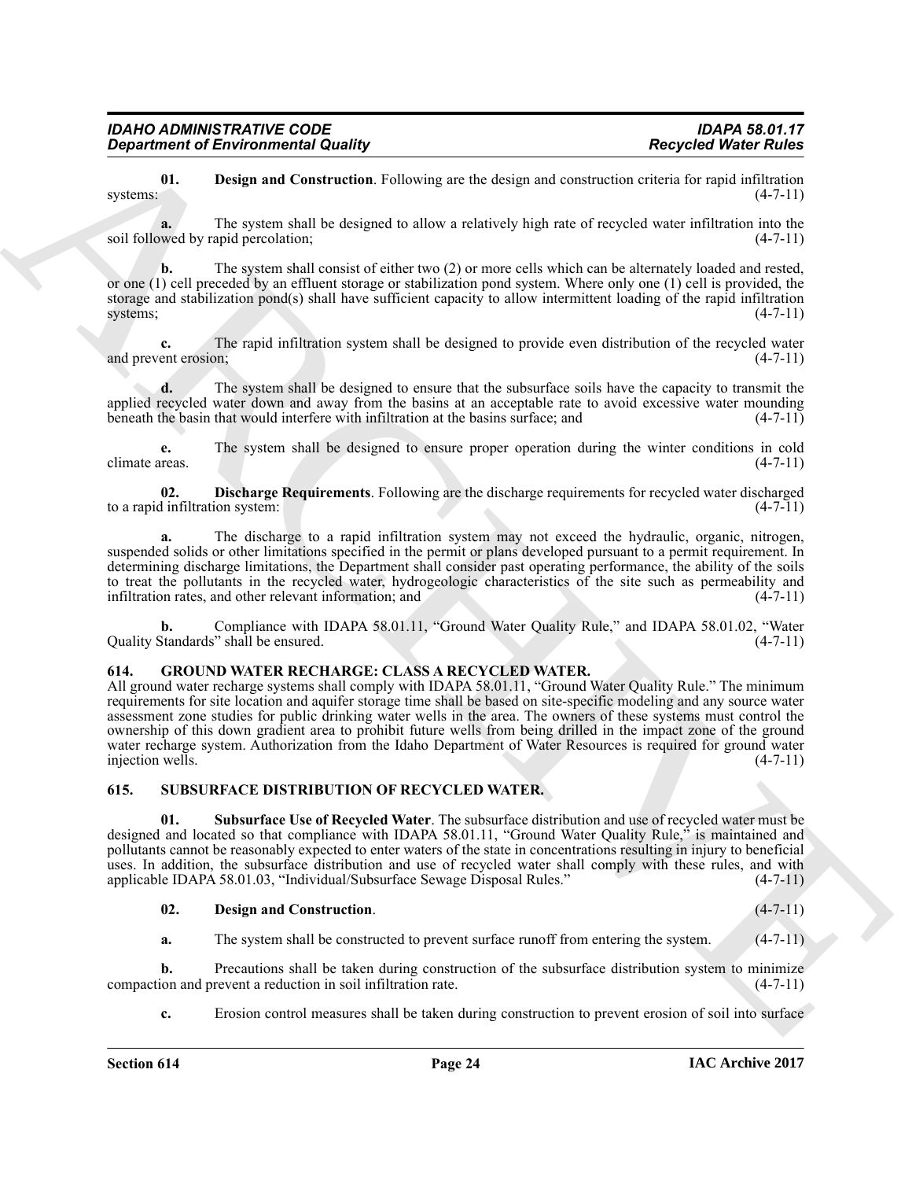**01. Design and Construction**. Following are the design and construction criteria for rapid infiltration systems: (4-7-11)

**a.** The system shall be designed to allow a relatively high rate of recycled water infiltration into the soil followed by rapid percolation; (4-7-11)

**b.** The system shall consist of either two (2) or more cells which can be alternately loaded and rested, or one (1) cell preceded by an effluent storage or stabilization pond system. Where only one (1) cell is provided, the storage and stabilization pond(s) shall have sufficient capacity to allow intermittent loading of the rapid infiltration systems; (4-7-11)

**c.** The rapid infiltration system shall be designed to provide even distribution of the recycled water and prevent erosion; (4-7-11)

**d.** The system shall be designed to ensure that the subsurface soils have the capacity to transmit the applied recycled water down and away from the basins at an acceptable rate to avoid excessive water mounding beneath the basin that would interfere with infiltration at the basins surface; and (4-7-11)

**e.** The system shall be designed to ensure proper operation during the winter conditions in cold climate areas. (4-7-11)

**02. Discharge Requirements**. Following are the discharge requirements for recycled water discharged to a rapid infiltration system: (4-7-11)

**a.** The discharge to a rapid infiltration system may not exceed the hydraulic, organic, nitrogen, suspended solids or other limitations specified in the permit or plans developed pursuant to a permit requirement. In determining discharge limitations, the Department shall consider past operating performance, the ability of the soils to treat the pollutants in the recycled water, hydrogeologic characteristics of the site such as permeability and infiltration rates, and other relevant information; and (4-7-11)

**b.** Compliance with IDAPA 58.01.11, "Ground Water Quality Rule," and IDAPA 58.01.02, "Water Quality Standards" shall be ensured. (4-7-11)

## 614. GROUND WATER RECHARGE: CLASS A RECYCLED WATER.

All ground water recharge systems shall comply with IDAPA 58.01.11, "Ground Water Quality Rule." The minimum requirements for site location and aquifer storage time shall be based on site-specific modeling and any source water assessment zone studies for public drinking water wells in the area. The owners of these systems must control the ownership of this down gradient area to prohibit future wells from being drilled in the impact zone of the ground water recharge system. Authorization from the Idaho Department of Water Resources is required for ground water injection wells. (4-7-11)

## 615. SUBSURFACE DISTRIBUTION OF RECYCLED WATER.

**01. Subsurface Use of Recycled Water**. The subsurface distribution and use of recycled water must be designed and located so that compliance with IDAPA 58.01.11, "Ground Water Quality Rule," is maintained and pollutants cannot be reasonably expected to enter waters of the state in concentrations resulting in injury to beneficial uses. In addition, the subsurface distribution and use of recycled water shall comply with these rules, and with applicable IDAPA 58.01.03, "Individual/Subsurface Sewage Disposal Rules." (4-7-11)

**02. Design and Construction**. (4-7-11)

**a.** The system shall be constructed to prevent surface runoff from entering the system. (4-7-11)

**b.** Precautions shall be taken during construction of the subsurface distribution system to minimize compaction and prevent a reduction in soil infiltration rate. (4-7-11)

**c.** Erosion control measures shall be taken during construction to prevent erosion of soil into surface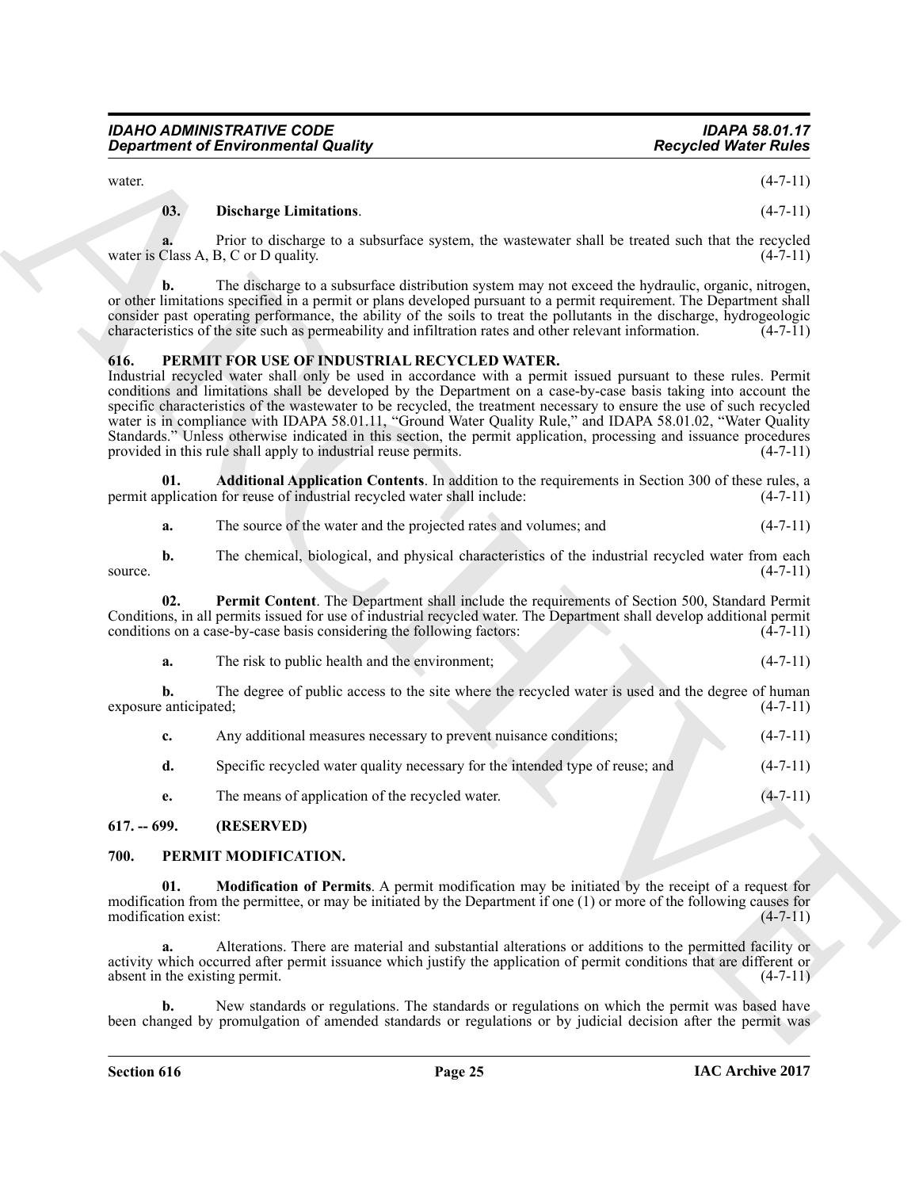water. (4-7-11)

**03. Discharge Limitations**. (4-7-11)

**a.** Prior to discharge to a subsurface system, the wastewater shall be treated such that the recycled water is Class A, B, C or D quality. (4-7-11)

**b.** The discharge to a subsurface distribution system may not exceed the hydraulic, organic, nitrogen, or other limitations specified in a permit or plans developed pursuant to a permit requirement. The Department shall consider past operating performance, the ability of the soils to treat the pollutants in the discharge, hydrogeologic characteristics of the site such as permeability and infiltration rates and other relevant information. (4-7-11)

## 616. PERMIT FOR USE OF INDUSTRIAL RECYCLED WATER.

Industrial recycled water shall only be used in accordance with a permit issued pursuant to these rules. Permit conditions and limitations shall be developed by the Department on a case-by-case basis taking into account the specific characteristics of the wastewater to be recycled, the treatment necessary to ensure the use of such recycled water is in compliance with IDAPA 58.01.11, "Ground Water Quality Rule," and IDAPA 58.01.02, "Water Quality Standards." Unless otherwise indicated in this section, the permit application, processing and issuance procedures provided in this rule shall apply to industrial reuse permits. (4-7-11)

**01. Additional Application Contents**. In addition to the requirements in Section 300 of these rules, a permit application for reuse of industrial recycled water shall include: (4-7-11)

**a.** The source of the water and the projected rates and volumes; and (4-7-11)

**b.** The chemical, biological, and physical characteristics of the industrial recycled water from each source. (4-7-11)

**02. Permit Content**. The Department shall include the requirements of Section 500, Standard Permit Conditions, in all permits issued for use of industrial recycled water. The Department shall develop additional permit conditions on a case-by-case basis considering the following factors: (4-7-11)

**a.** The risk to public health and the environment; (4-7-11)

**b.** The degree of public access to the site where the recycled water is used and the degree of human exposure anticipated; (4-7-11)

**c.** Any additional measures necessary to prevent nuisance conditions; (4-7-11)

**d.** Specific recycled water quality necessary for the intended type of reuse; and (4-7-11)

**e.** The means of application of the recycled water. (4-7-11)

## 617. -- 699. (RESERVED)

## 700. PERMIT MODIFICATION.

**01. Modification of Permits**. A permit modification may be initiated by the receipt of a request for modification from the permittee, or may be initiated by the Department if one (1) or more of the following causes for modification exist: (4-7-11)

**a.** Alterations. There are material and substantial alterations or additions to the permitted facility or activity which occurred after permit issuance which justify the application of permit conditions that are different or absent in the existing permit. (4-7-11)

**b.** New standards or regulations. The standards or regulations on which the permit was based have been changed by promulgation of amended standards or regulations or by judicial decision after the permit was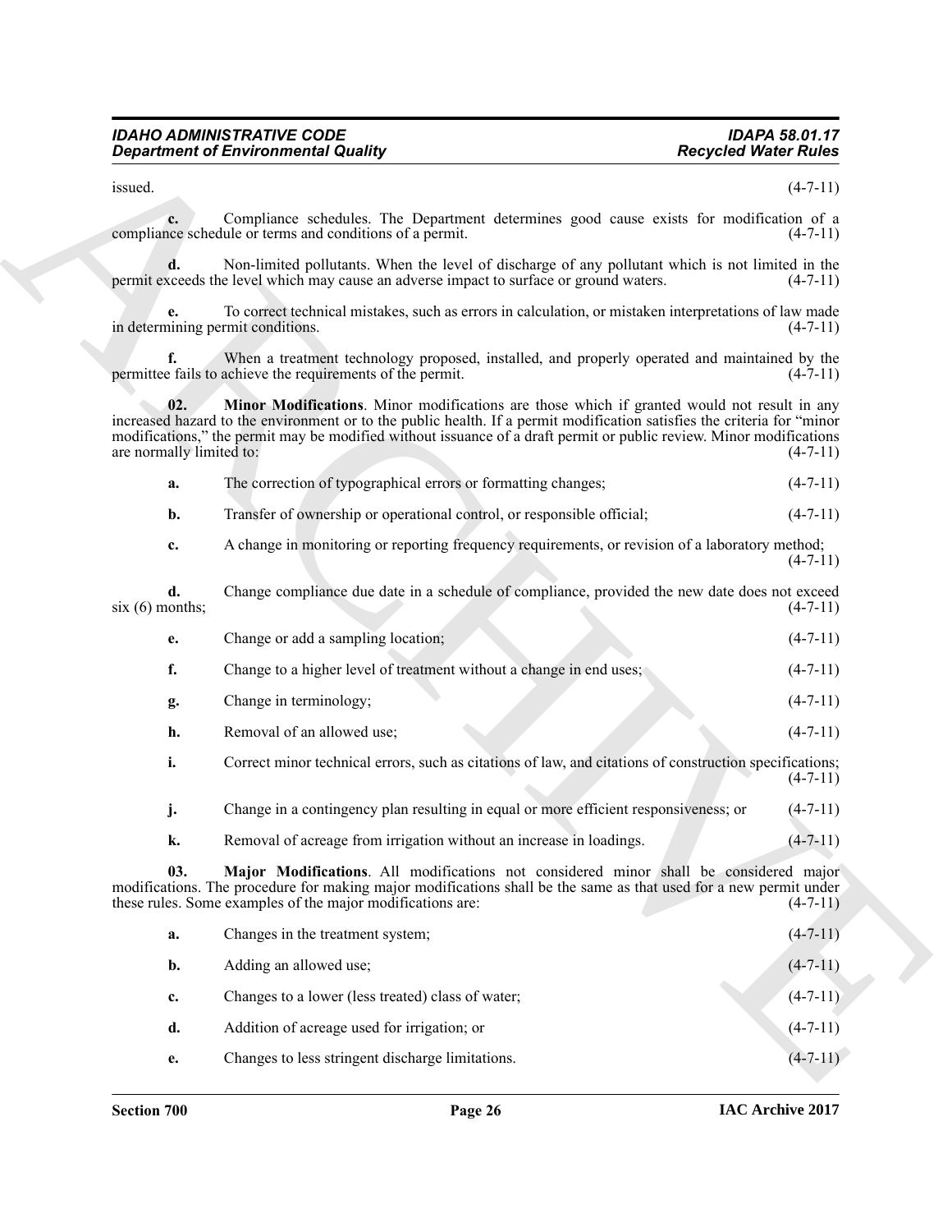issued. (4-7-11)

**c.** Compliance schedules. The Department determines good cause exists for modification of a compliance schedule or terms and conditions of a permit. (4-7-11)

**d.** Non-limited pollutants. When the level of discharge of any pollutant which is not limited in the permit exceeds the level which may cause an adverse impact to surface or ground waters. (4-7-11)

**e.** To correct technical mistakes, such as errors in calculation, or mistaken interpretations of law made in determining permit conditions. (4-7-11)

**f.** When a treatment technology proposed, installed, and properly operated and maintained by the permittee fails to achieve the requirements of the permit. (4-7-11)

**02. Minor Modifications**. Minor modifications are those which if granted would not result in any increased hazard to the environment or to the public health. If a permit modification satisfies the criteria for "minor modifications," the permit may be modified without issuance of a draft permit or public review. Minor modifications are normally limited to: (4-7-11)

**a.** The correction of typographical errors or formatting changes; (4-7-11)

**b.** Transfer of ownership or operational control, or responsible official; (4-7-11)

**c.** A change in monitoring or reporting frequency requirements, or revision of a laboratory method; (4-7-11)

**d.** Change compliance due date in a schedule of compliance, provided the new date does not exceed six (6) months; (4-7-11)

**e.** Change or add a sampling location; (4-7-11)

**f.** Change to a higher level of treatment without a change in end uses; (4-7-11)

**g.** Change in terminology; (4-7-11)

**h.** Removal of an allowed use; (4-7-11)

**i.** Correct minor technical errors, such as citations of law, and citations of construction specifications; (4-7-11)

**j.** Change in a contingency plan resulting in equal or more efficient responsiveness; or (4-7-11)

**k.** Removal of acreage from irrigation without an increase in loadings. (4-7-11)

**03. Major Modifications**. All modifications not considered minor shall be considered major modifications. The procedure for making major modifications shall be the same as that used for a new permit under these rules. Some examples of the major modifications are: (4-7-11)

**a.** Changes in the treatment system; (4-7-11)

**b.** Adding an allowed use; (4-7-11)

**c.** Changes to a lower (less treated) class of water; (4-7-11)

**d.** Addition of acreage used for irrigation; or (4-7-11)

**e.** Changes to less stringent discharge limitations. (4-7-11)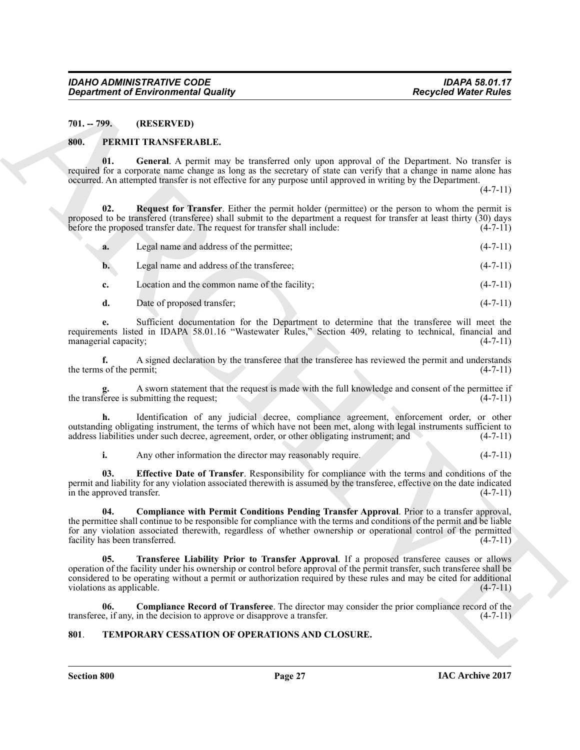**701. -- 799. (RESERVED)**

**800. PERMIT TRANSFERABLE.**

**01. General**. A permit may be transferred only upon approval of the Department. No transfer is required for a corporate name change as long as the secretary of state can verify that a change in name alone has occurred. An attempted transfer is not effective for any purpose until approved in writing by the Department. (4-7-11)

**02. Request for Transfer**. Either the permit holder (permittee) or the person to whom the permit is proposed to be transfered (transferee) shall submit to the department a request for transfer at least thirty (30) days before the proposed transfer date. The request for transfer shall include: (4-7-11)

**a.** Legal name and address of the permittee; (4-7-11)

**b.** Legal name and address of the transferee; (4-7-11)

**c.** Location and the common name of the facility; (4-7-11)

**d.** Date of proposed transfer; (4-7-11)

**e.** Sufficient documentation for the Department to determine that the transferee will meet the requirements listed in IDAPA 58.01.16 "Wastewater Rules," Section 409, relating to technical, financial and managerial capacity; (4-7-11)

**f.** A signed declaration by the transferee that the transferee has reviewed the permit and understands the terms of the permit; (4-7-11)

**g.** A sworn statement that the request is made with the full knowledge and consent of the permittee if the transferee is submitting the request; (4-7-11)

**h.** Identification of any judicial decree, compliance agreement, enforcement order, or other outstanding obligating instrument, the terms of which have not been met, along with legal instruments sufficient to address liabilities under such decree, agreement, order, or other obligating instrument; and (4-7-11)

**i.** Any other information the director may reasonably require. (4-7-11)

**03. Effective Date of Transfer**. Responsibility for compliance with the terms and conditions of the permit and liability for any violation associated therewith is assumed by the transferee, effective on the date indicated in the approved transfer. (4-7-11)

**04. Compliance with Permit Conditions Pending Transfer Approval**. Prior to a transfer approval, the permittee shall continue to be responsible for compliance with the terms and conditions of the permit and be liable for any violation associated therewith, regardless of whether ownership or operational control of the permitted facility has been transferred. (4-7-11)

**05. Transferee Liability Prior to Transfer Approval**. If a proposed transferee causes or allows operation of the facility under his ownership or control before approval of the permit transfer, such transferee shall be considered to be operating without a permit or authorization required by these rules and may be cited for additional violations as applicable. (4-7-11)

**06. Compliance Record of Transferee**. The director may consider the prior compliance record of the transferee, if any, in the decision to approve or disapprove a transfer. (4-7-11)

**801. TEMPORARY CESSATION OF OPERATIONS AND CLOSURE.**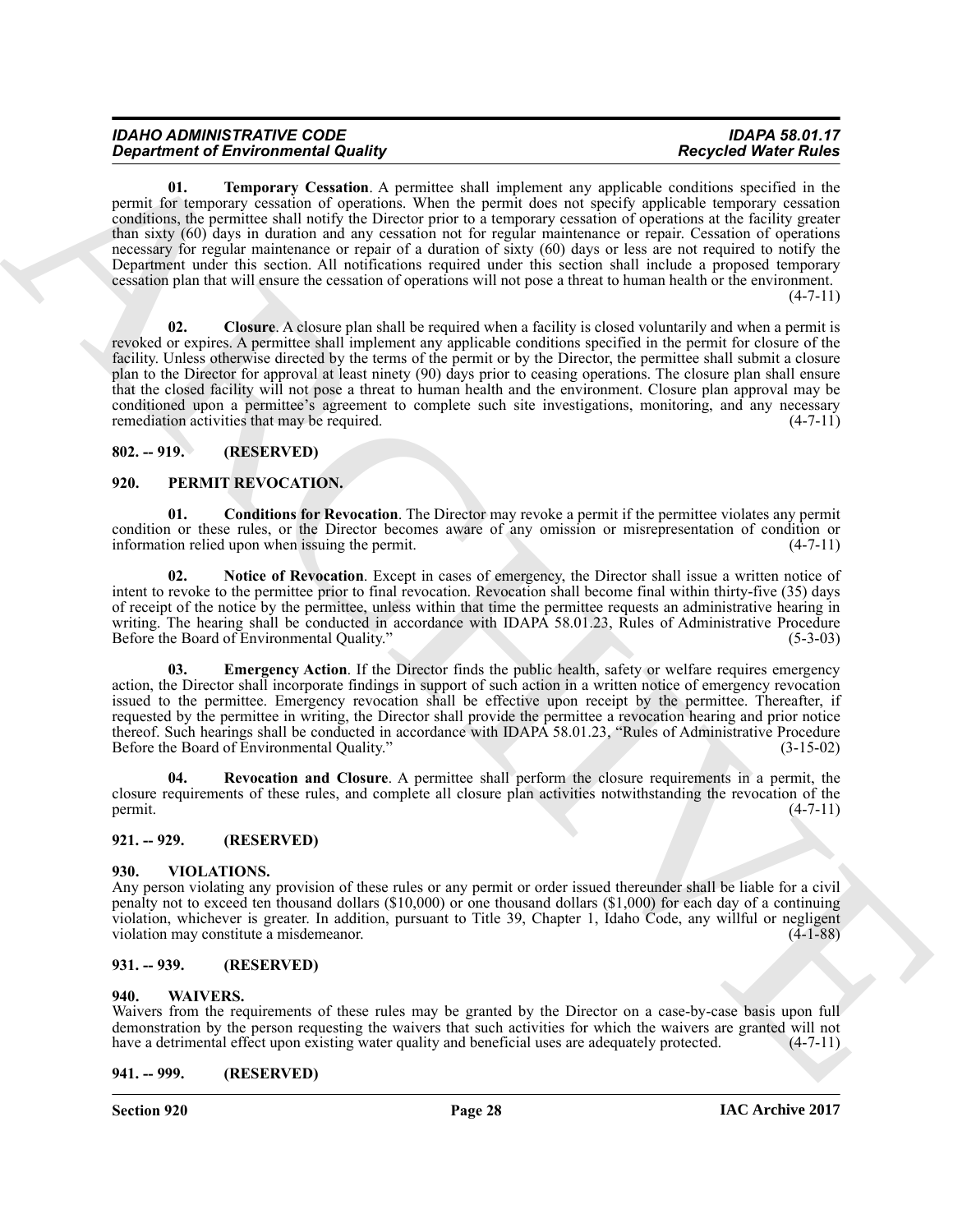**01. Temporary Cessation**. A permittee shall implement any applicable conditions specified in the permit for temporary cessation of operations. When the permit does not specify applicable temporary cessation conditions, the permittee shall notify the Director prior to a temporary cessation of operations at the facility greater than sixty (60) days in duration and any cessation not for regular maintenance or repair. Cessation of operations necessary for regular maintenance or repair of a duration of sixty (60) days or less are not required to notify the Department under this section. All notifications required under this section shall include a proposed temporary cessation plan that will ensure the cessation of operations will not pose a threat to human health or the environment. (4-7-11)

**02. Closure**. A closure plan shall be required when a facility is closed voluntarily and when a permit is revoked or expires. A permittee shall implement any applicable conditions specified in the permit for closure of the facility. Unless otherwise directed by the terms of the permit or by the Director, the permittee shall submit a closure plan to the Director for approval at least ninety (90) days prior to ceasing operations. The closure plan shall ensure that the closed facility will not pose a threat to human health and the environment. Closure plan approval may be conditioned upon a permittee's agreement to complete such site investigations, monitoring, and any necessary remediation activities that may be required. (4-7-11)

## 802. -- 919. (RESERVED)

## 920. PERMIT REVOCATION.

**01. Conditions for Revocation**. The Director may revoke a permit if the permittee violates any permit condition or these rules, or the Director becomes aware of any omission or misrepresentation of condition or information relied upon when issuing the permit. (4-7-11)

**02. Notice of Revocation**. Except in cases of emergency, the Director shall issue a written notice of intent to revoke to the permittee prior to final revocation. Revocation shall become final within thirty-five (35) days of receipt of the notice by the permittee, unless within that time the permittee requests an administrative hearing in writing. The hearing shall be conducted in accordance with IDAPA 58.01.23, Rules of Administrative Procedure Before the Board of Environmental Quality." (5-3-03)

**03. Emergency Action**. If the Director finds the public health, safety or welfare requires emergency action, the Director shall incorporate findings in support of such action in a written notice of emergency revocation issued to the permittee. Emergency revocation shall be effective upon receipt by the permittee. Thereafter, if requested by the permittee in writing, the Director shall provide the permittee a revocation hearing and prior notice thereof. Such hearings shall be conducted in accordance with IDAPA 58.01.23, "Rules of Administrative Procedure Before the Board of Environmental Quality." (3-15-02)

**04. Revocation and Closure**. A permittee shall perform the closure requirements in a permit, the closure requirements of these rules, and complete all closure plan activities notwithstanding the revocation of the permit. (4-7-11)

## 921. -- 929. (RESERVED)

## 930. VIOLATIONS.

Any person violating any provision of these rules or any permit or order issued thereunder shall be liable for a civil penalty not to exceed ten thousand dollars ($10,000) or one thousand dollars ($1,000) for each day of a continuing violation, whichever is greater. In addition, pursuant to Title 39, Chapter 1, Idaho Code, any willful or negligent violation may constitute a misdemeanor. (4-1-88)

## 931. -- 939. (RESERVED)

## 940. WAIVERS.

Waivers from the requirements of these rules may be granted by the Director on a case-by-case basis upon full demonstration by the person requesting the waivers that such activities for which the waivers are granted will not have a detrimental effect upon existing water quality and beneficial uses are adequately protected. (4-7-11)

## 941. -- 999. (RESERVED)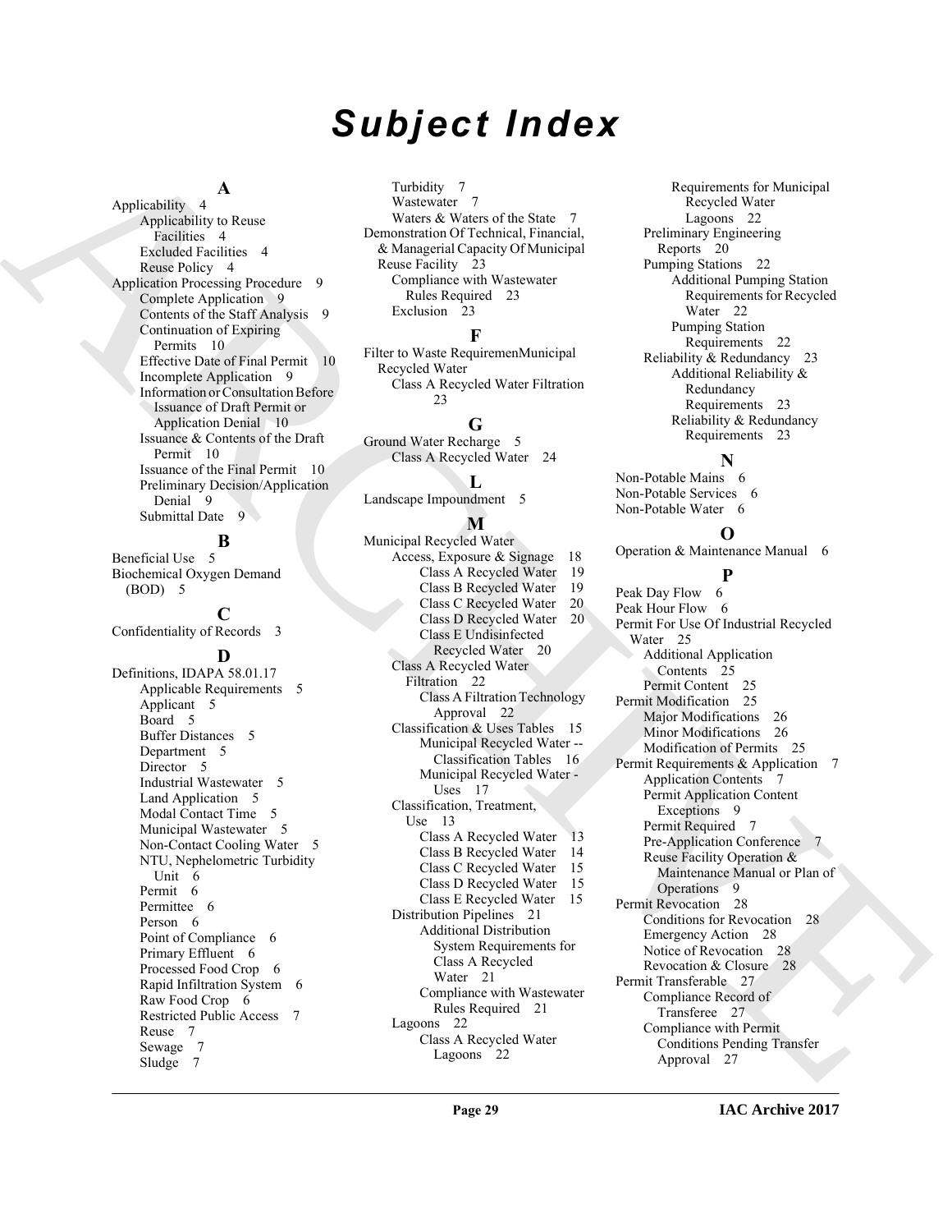# Subject Index

**A**

Applicability 4
- Applicability to Reuse Facilities 4
- Excluded Facilities 4
- Reuse Policy 4

Application Processing Procedure 9
- Complete Application 9
- Contents of the Staff Analysis 9
- Continuation of Expiring Permits 10
- Effective Date of Final Permit 10
- Incomplete Application 9
- Information or Consultation Before Issuance of Draft Permit or Application Denial 10
- Issuance & Contents of the Draft Permit 10
- Issuance of the Final Permit 10
- Preliminary Decision/Application Denial 9
- Submittal Date 9

**B**

Beneficial Use 5

Biochemical Oxygen Demand (BOD) 5

**C**

Confidentiality of Records 3

**D**

Definitions, IDAPA 58.01.17
- Applicable Requirements 5
- Applicant 5
- Board 5
- Buffer Distances 5
- Department 5
- Director 5
- Industrial Wastewater 5
- Land Application 5
- Modal Contact Time 5
- Municipal Wastewater 5
- Non-Contact Cooling Water 5
- NTU, Nephelometric Turbidity Unit 6
- Permit 6
- Permittee 6
- Person 6
- Point of Compliance 6
- Primary Effluent 6
- Processed Food Crop 6
- Rapid Infiltration System 6
- Raw Food Crop 6
- Restricted Public Access 7
- Reuse 7
- Sewage 7
- Sludge 7
- Turbidity 7
- Wastewater 7
- Waters & Waters of the State 7

Demonstration Of Technical, Financial, & Managerial Capacity Of Municipal Reuse Facility 23
- Compliance with Wastewater Rules Required 23
- Exclusion 23

**F**

Filter to Waste RequiremenMunicipal Recycled Water
- Class A Recycled Water Filtration 23

**G**

Ground Water Recharge 5
- Class A Recycled Water 24

**L**

Landscape Impoundment 5

**M**

Municipal Recycled Water
- Access, Exposure & Signage 18
  - Class A Recycled Water 19
  - Class B Recycled Water 19
  - Class C Recycled Water 20
  - Class D Recycled Water 20
  - Class E Undisinfected Recycled Water 20
- Class A Recycled Water Filtration 22
  - Class A Filtration Technology Approval 22
- Classification & Uses Tables 15
  - Municipal Recycled Water -- Classification Tables 16
  - Municipal Recycled Water - Uses 17
- Classification, Treatment, Use 13
  - Class A Recycled Water 13
  - Class B Recycled Water 14
  - Class C Recycled Water 15
  - Class D Recycled Water 15
  - Class E Recycled Water 15
- Distribution Pipelines 21
  - Additional Distribution System Requirements for Class A Recycled Water 21
  - Compliance with Wastewater Rules Required 21
- Lagoons 22
  - Class A Recycled Water Lagoons 22
  - Requirements for Municipal Recycled Water Lagoons 22
- Preliminary Engineering Reports 20
- Pumping Stations 22
  - Additional Pumping Station Requirements for Recycled Water 22
  - Pumping Station Requirements 22
- Reliability & Redundancy 23
  - Additional Reliability & Redundancy Requirements 23
  - Reliability & Redundancy Requirements 23

**N**

Non-Potable Mains 6

Non-Potable Services 6

Non-Potable Water 6

**O**

Operation & Maintenance Manual 6

**P**

Peak Day Flow 6

Peak Hour Flow 6

Permit For Use Of Industrial Recycled Water 25
- Additional Application Contents 25
- Permit Content 25

Permit Modification 25
- Major Modifications 26
- Minor Modifications 26
- Modification of Permits 25

Permit Requirements & Application 7
- Application Contents 7
- Permit Application Content Exceptions 9
- Permit Required 7
- Pre-Application Conference 7
- Reuse Facility Operation & Maintenance Manual or Plan of Operations 9

Permit Revocation 28
- Conditions for Revocation 28
- Emergency Action 28
- Notice of Revocation 28
- Revocation & Closure 28

Permit Transferable 27
- Compliance Record of Transferee 27
- Compliance with Permit Conditions Pending Transfer Approval 27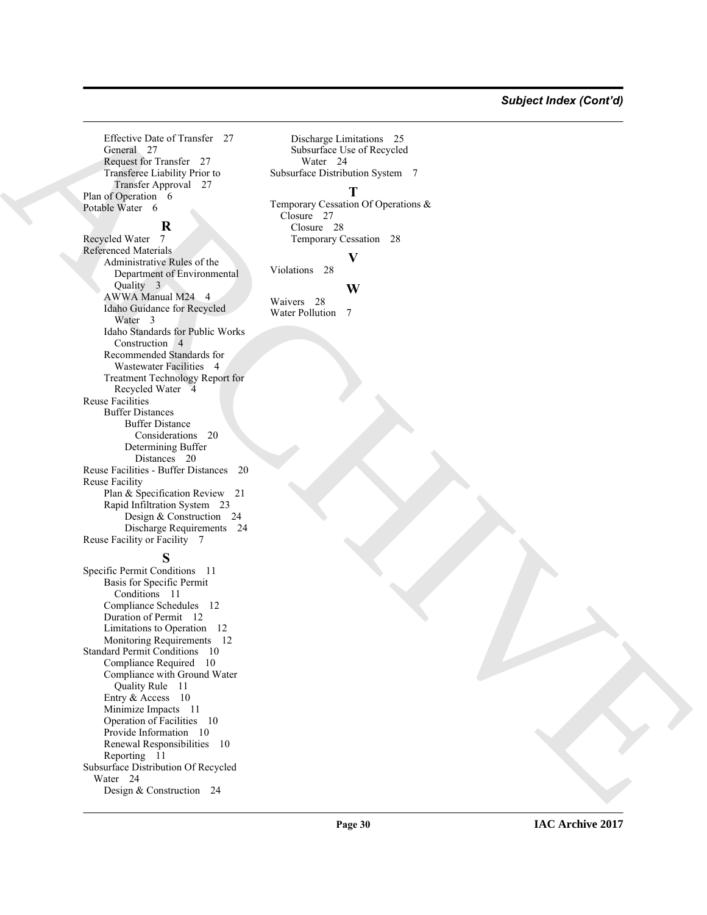Effective Date of Transfer 27
General 27
Request for Transfer 27
Transferee Liability Prior to Transfer Approval 27

Plan of Operation 6
Potable Water 6

**R**

Recycled Water 7
Referenced Materials
Administrative Rules of the Department of Environmental Quality 3
AWWA Manual M24 4
Idaho Guidance for Recycled Water 3
Idaho Standards for Public Works Construction 4
Recommended Standards for Wastewater Facilities 4
Treatment Technology Report for Recycled Water 4

Reuse Facilities
Buffer Distances
Buffer Distance Considerations 20
Determining Buffer Distances 20

Reuse Facilities - Buffer Distances 20
Reuse Facility
Plan & Specification Review 21
Rapid Infiltration System 23
Design & Construction 24
Discharge Requirements 24

Reuse Facility or Facility 7

**S**

Specific Permit Conditions 11
Basis for Specific Permit Conditions 11
Compliance Schedules 12
Duration of Permit 12
Limitations to Operation 12
Monitoring Requirements 12

Standard Permit Conditions 10
Compliance Required 10
Compliance with Ground Water Quality Rule 11
Entry & Access 10
Minimize Impacts 11
Operation of Facilities 10
Provide Information 10
Renewal Responsibilities 10
Reporting 11

Subsurface Distribution Of Recycled Water 24
Design & Construction 24
Discharge Limitations 25
Subsurface Use of Recycled Water 24

Subsurface Distribution System 7

**T**

Temporary Cessation Of Operations & Closure 27
Closure 28
Temporary Cessation 28

**V**

Violations 28

**W**

Waivers 28
Water Pollution 7